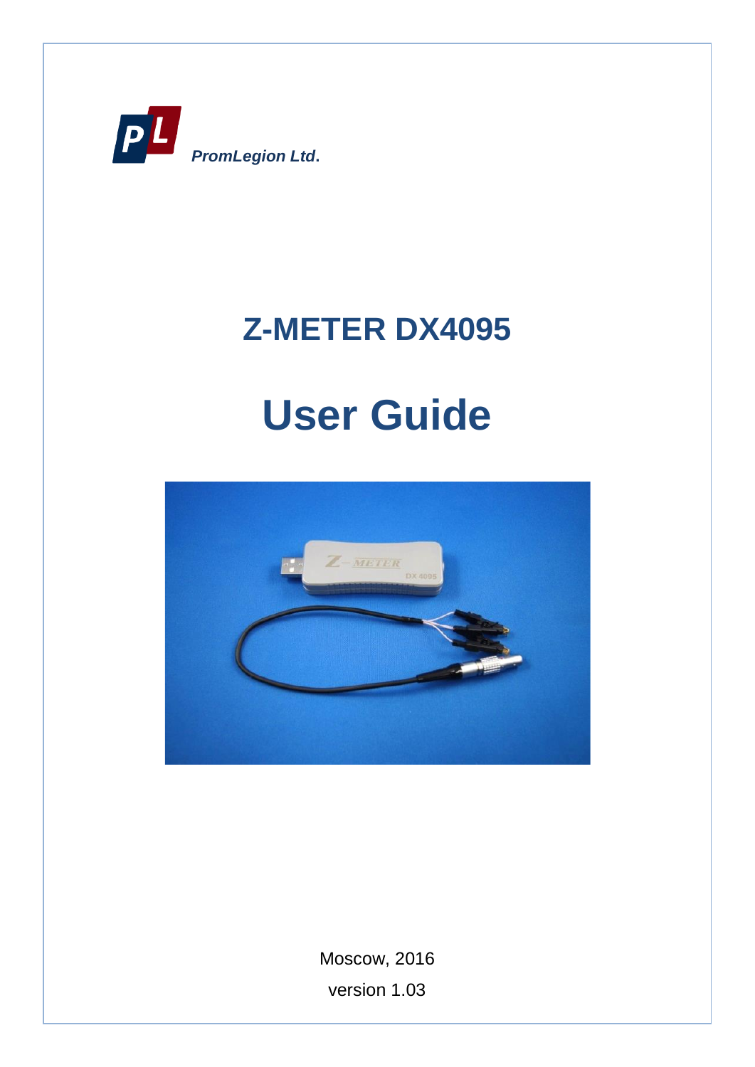*PromLegion Ltd.*

# Z-METER DX4095

# User Guide

Moscow, 2016

version 1.03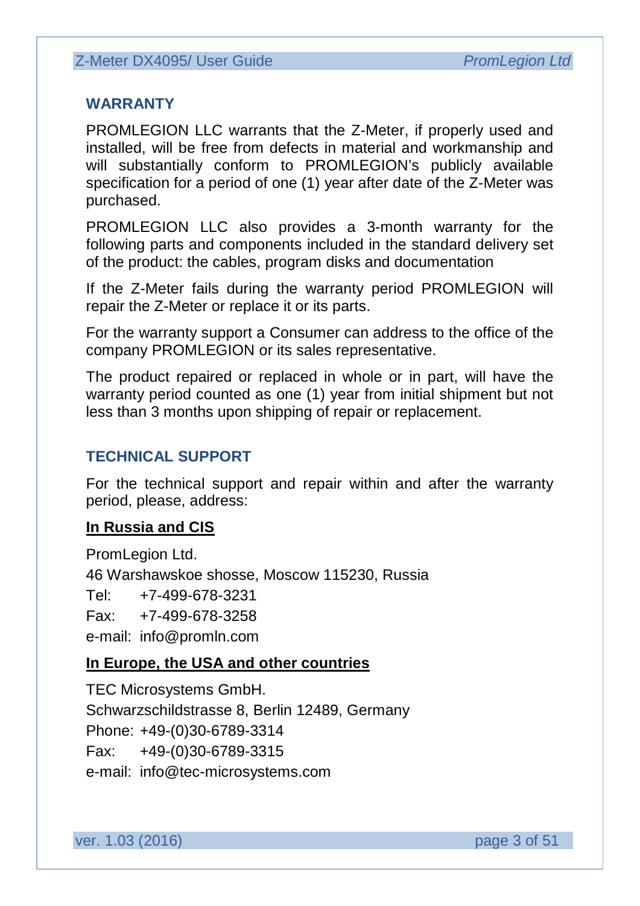## WARRANTY

PROMLEGION LLC warrants that the Z-Meter, if properly used and installed, will be free from defects in material and workmanship and will substantially conform to PROMLEGION's publicly available specification for a period of one (1) year after date of the Z-Meter was purchased.

PROMLEGION LLC also provides a 3-month warranty for the following parts and components included in the standard delivery set of the product: the cables, program disks and documentation

If the Z-Meter fails during the warranty period PROMLEGION will repair the Z-Meter or replace it or its parts.

For the warranty support a Consumer can address to the office of the company PROMLEGION or its sales representative.

The product repaired or replaced in whole or in part, will have the warranty period counted as one (1) year from initial shipment but not less than 3 months upon shipping of repair or replacement.

## TECHNICAL SUPPORT

For the technical support and repair within and after the warranty period, please, address:

**In Russia and CIS**

PromLegion Ltd.
46 Warshawskoe shosse, Moscow 115230, Russia
Tel: +7-499-678-3231
Fax: +7-499-678-3258
e-mail: info@promln.com

**In Europe, the USA and other countries**

TEC Microsystems GmbH.
Schwarzschildstrasse 8, Berlin 12489, Germany
Phone: +49-(0)30-6789-3314
Fax: +49-(0)30-6789-3315
e-mail: info@tec-microsystems.com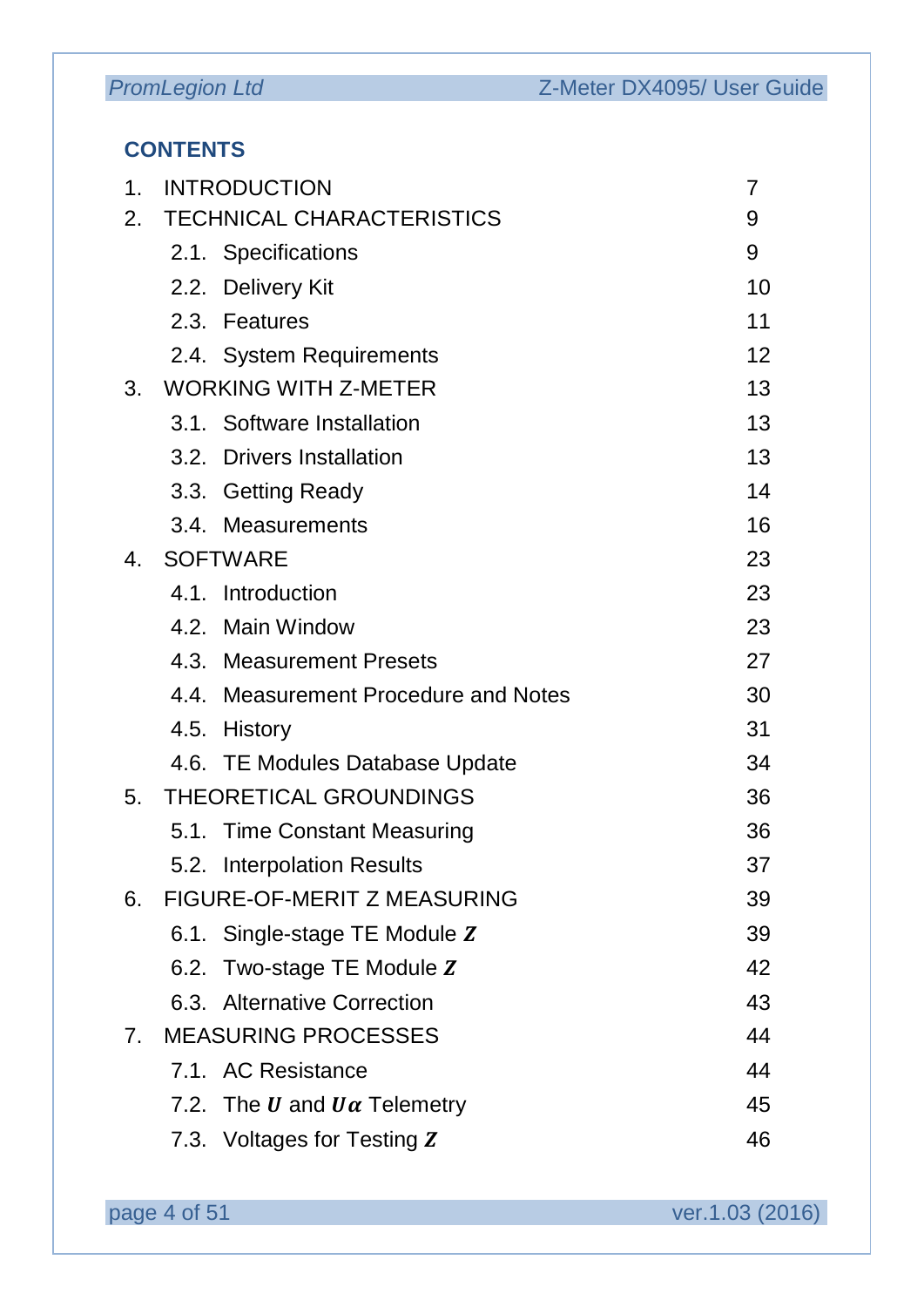## CONTENTS

| | | |
|---|---|---|
| 1. | INTRODUCTION | 7 |
| 2. | TECHNICAL CHARACTERISTICS | 9 |
| | 2.1. Specifications | 9 |
| | 2.2. Delivery Kit | 10 |
| | 2.3. Features | 11 |
| | 2.4. System Requirements | 12 |
| 3. | WORKING WITH Z-METER | 13 |
| | 3.1. Software Installation | 13 |
| | 3.2. Drivers Installation | 13 |
| | 3.3. Getting Ready | 14 |
| | 3.4. Measurements | 16 |
| 4. | SOFTWARE | 23 |
| | 4.1. Introduction | 23 |
| | 4.2. Main Window | 23 |
| | 4.3. Measurement Presets | 27 |
| | 4.4. Measurement Procedure and Notes | 30 |
| | 4.5. History | 31 |
| | 4.6. TE Modules Database Update | 34 |
| 5. | THEORETICAL GROUNDINGS | 36 |
| | 5.1. Time Constant Measuring | 36 |
| | 5.2. Interpolation Results | 37 |
| 6. | FIGURE-OF-MERIT Z MEASURING | 39 |
| | 6.1. Single-stage TE Module $Z$ | 39 |
| | 6.2. Two-stage TE Module $Z$ | 42 |
| | 6.3. Alternative Correction | 43 |
| 7. | MEASURING PROCESSES | 44 |
| | 7.1. AC Resistance | 44 |
| | 7.2. The $U$ and $U\alpha$ Telemetry | 45 |
| | 7.3. Voltages for Testing $Z$ | 46 |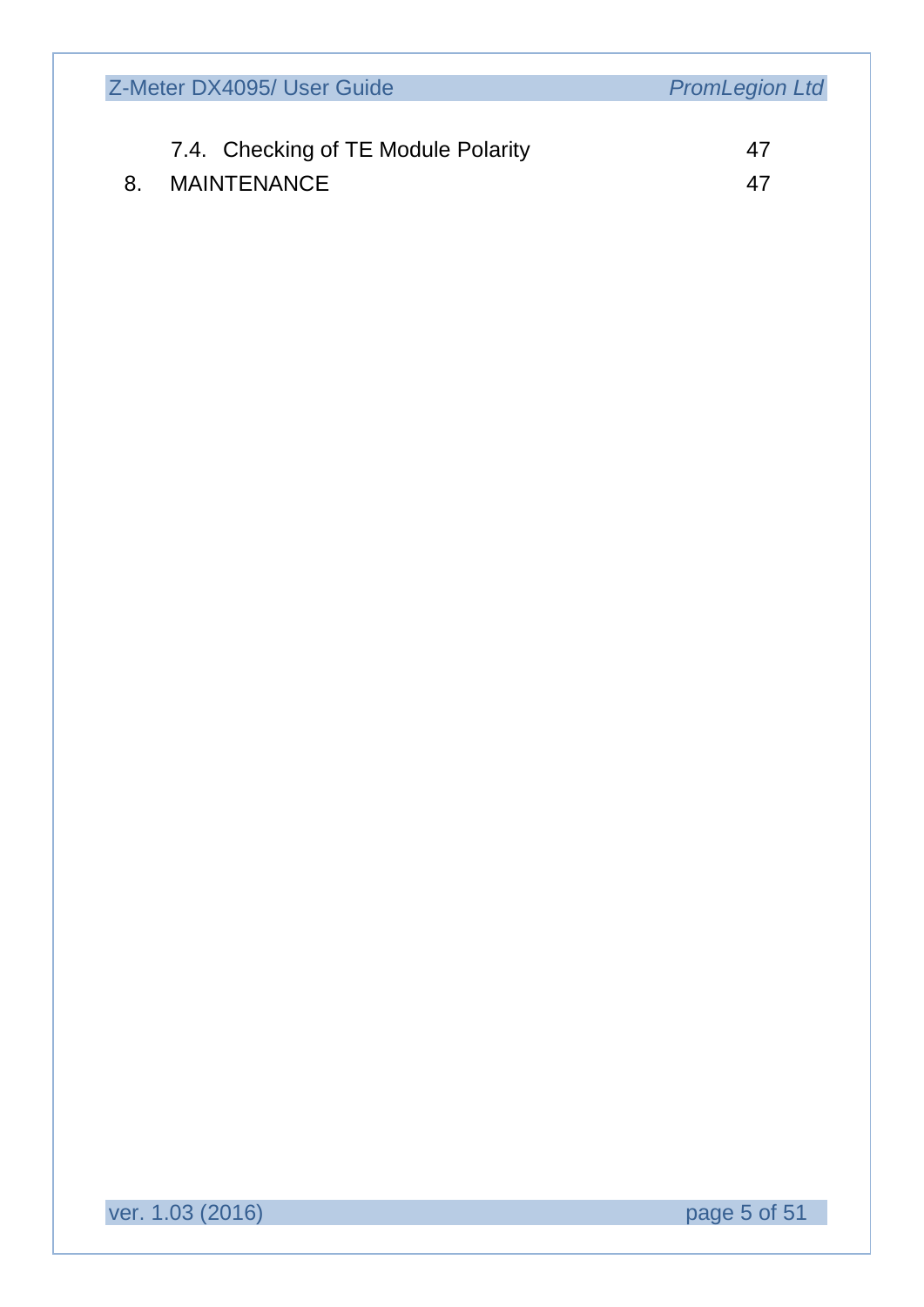7.4. Checking of TE Module Polarity 47

8. MAINTENANCE 47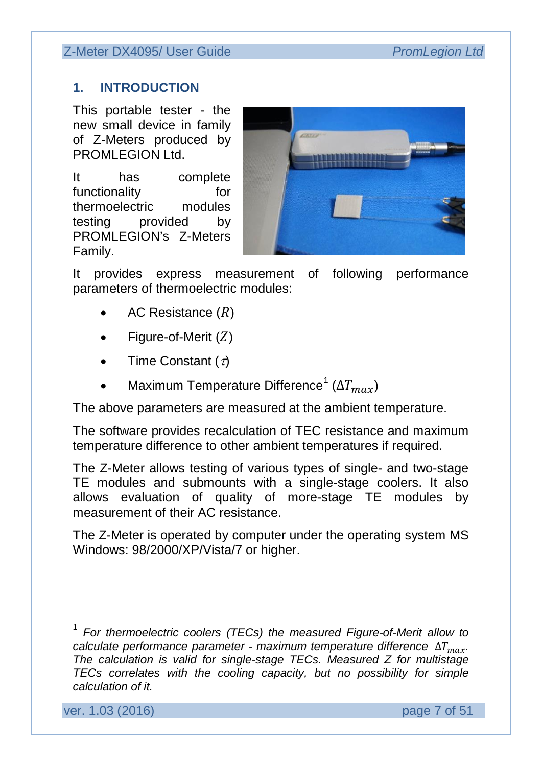## 1. INTRODUCTION

This portable tester - the new small device in family of Z-Meters produced by PROMLEGION Ltd.

It has complete functionality for thermoelectric modules testing provided by PROMLEGION's Z-Meters Family.

It provides express measurement of following performance parameters of thermoelectric modules:

- AC Resistance ($R$)
- Figure-of-Merit ($Z$)
- Time Constant ($\tau$)
- Maximum Temperature Difference[1] ($\Delta T_{max}$)

The above parameters are measured at the ambient temperature.

The software provides recalculation of TEC resistance and maximum temperature difference to other ambient temperatures if required.

The Z-Meter allows testing of various types of single- and two-stage TE modules and submounts with a single-stage coolers. It also allows evaluation of quality of more-stage TE modules by measurement of their AC resistance.

The Z-Meter is operated by computer under the operating system MS Windows: 98/2000/XP/Vista/7 or higher.

---

[1] *For thermoelectric coolers (TECs) the measured Figure-of-Merit allow to calculate performance parameter - maximum temperature difference* $\Delta T_{max}$. *The calculation is valid for single-stage TECs. Measured Z for multistage TECs correlates with the cooling capacity, but no possibility for simple calculation of it.*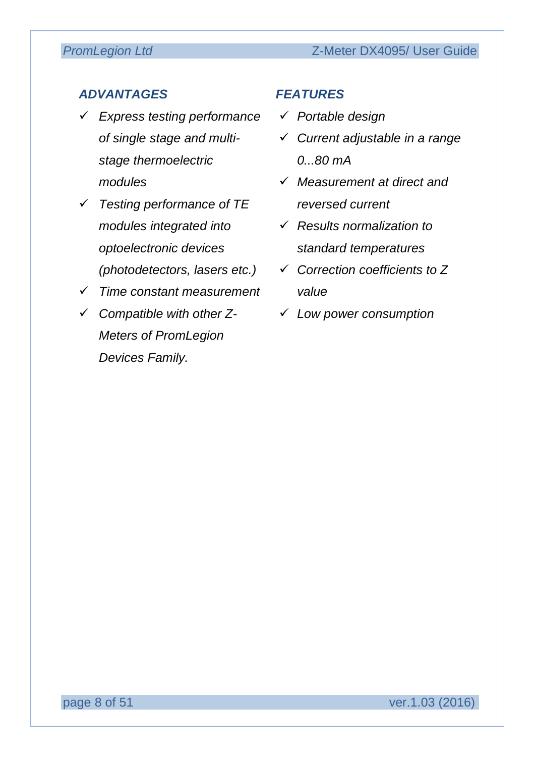## *ADVANTAGES*

- ✓ *Express testing performance of single stage and multi-stage thermoelectric modules*
- ✓ *Testing performance of TE modules integrated into optoelectronic devices (photodetectors, lasers etc.)*
- ✓ *Time constant measurement*
- ✓ *Compatible with other Z-Meters of PromLegion Devices Family.*

## *FEATURES*

- ✓ *Portable design*
- ✓ *Current adjustable in a range 0...80 mA*
- ✓ *Measurement at direct and reversed current*
- ✓ *Results normalization to standard temperatures*
- ✓ *Correction coefficients to Z value*
- ✓ *Low power consumption*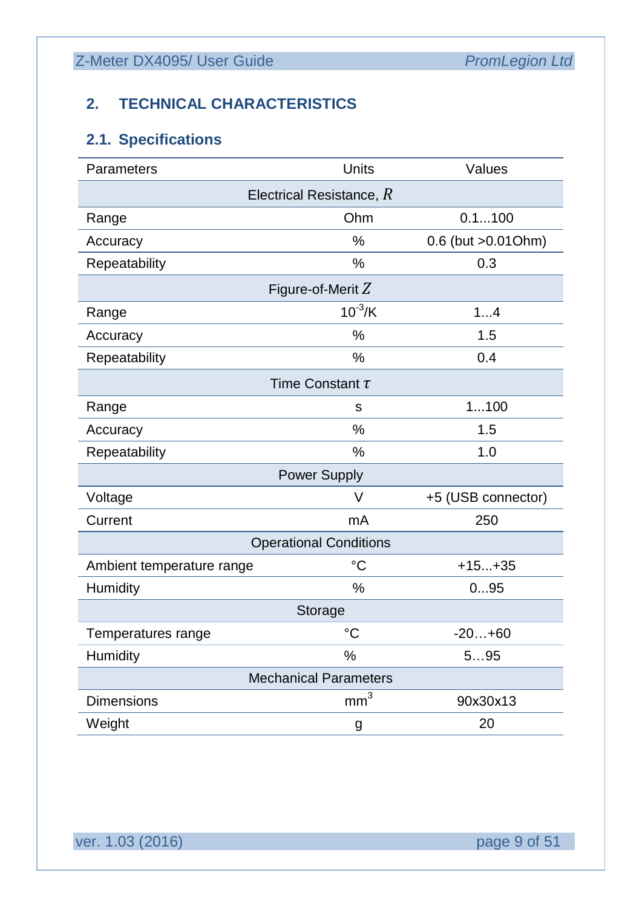## 2. TECHNICAL CHARACTERISTICS

### 2.1. Specifications

| Parameters | Units | Values |
|---|---|---|
| Electrical Resistance, $R$ | | |
| Range | Ohm | 0.1...100 |
| Accuracy | % | 0.6 (but >0.01Ohm) |
| Repeatability | % | 0.3 |
| Figure-of-Merit $Z$ | | |
| Range | $10^{-3}$/K | 1...4 |
| Accuracy | % | 1.5 |
| Repeatability | % | 0.4 |
| Time Constant $\tau$ | | |
| Range | s | 1...100 |
| Accuracy | % | 1.5 |
| Repeatability | % | 1.0 |
| Power Supply | | |
| Voltage | V | +5 (USB connector) |
| Current | mA | 250 |
| Operational Conditions | | |
| Ambient temperature range | °C | +15...+35 |
| Humidity | % | 0...95 |
| Storage | | |
| Temperatures range | °C | -20…+60 |
| Humidity | % | 5…95 |
| Mechanical Parameters | | |
| Dimensions | $mm^3$ | 90x30x13 |
| Weight | g | 20 |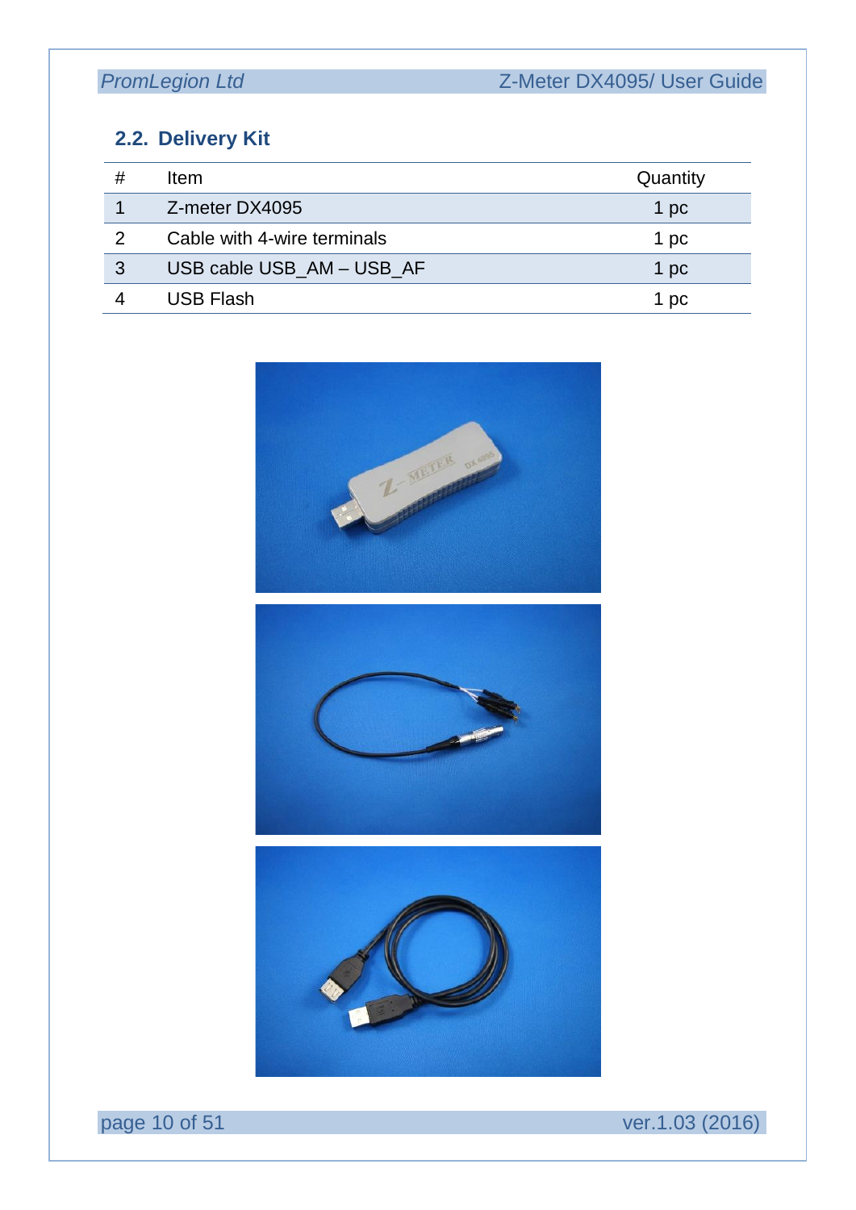## 2.2. Delivery Kit

| # | Item | Quantity |
|---|---|---|
| 1 | Z-meter DX4095 | 1 pc |
| 2 | Cable with 4-wire terminals | 1 pc |
| 3 | USB cable USB_AM – USB_AF | 1 pc |
| 4 | USB Flash | 1 pc |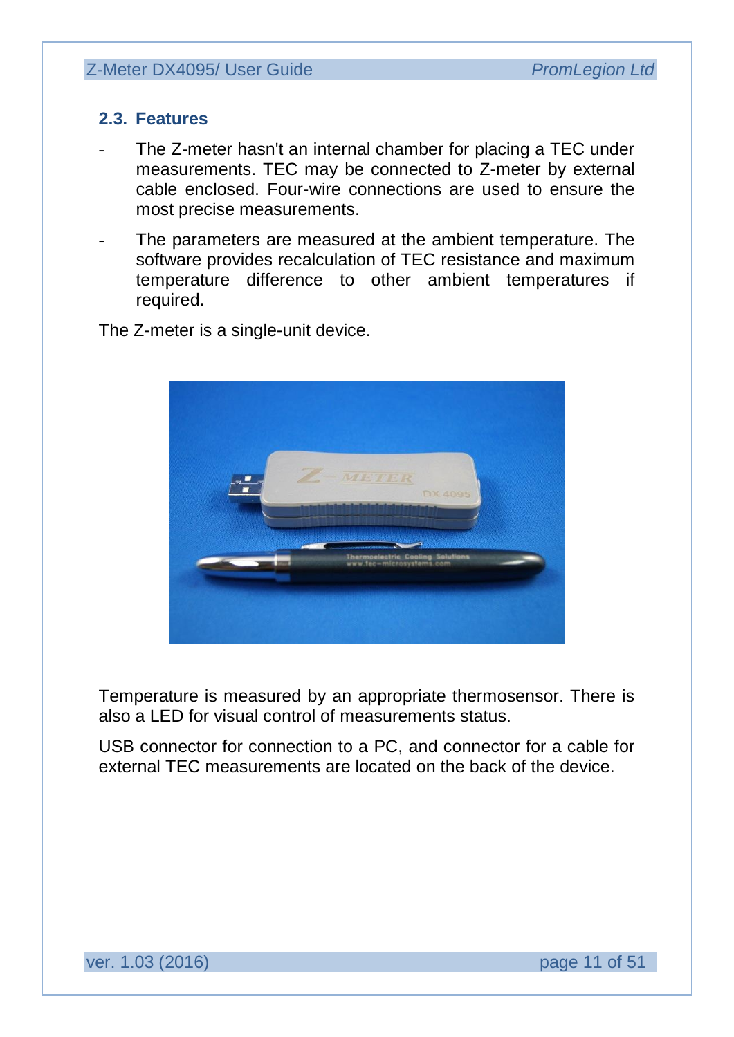## 2.3. Features

- The Z-meter hasn't an internal chamber for placing a TEC under measurements. TEC may be connected to Z-meter by external cable enclosed. Four-wire connections are used to ensure the most precise measurements.
- The parameters are measured at the ambient temperature. The software provides recalculation of TEC resistance and maximum temperature difference to other ambient temperatures if required.

The Z-meter is a single-unit device.

Temperature is measured by an appropriate thermosensor. There is also a LED for visual control of measurements status.

USB connector for connection to a PC, and connector for a cable for external TEC measurements are located on the back of the device.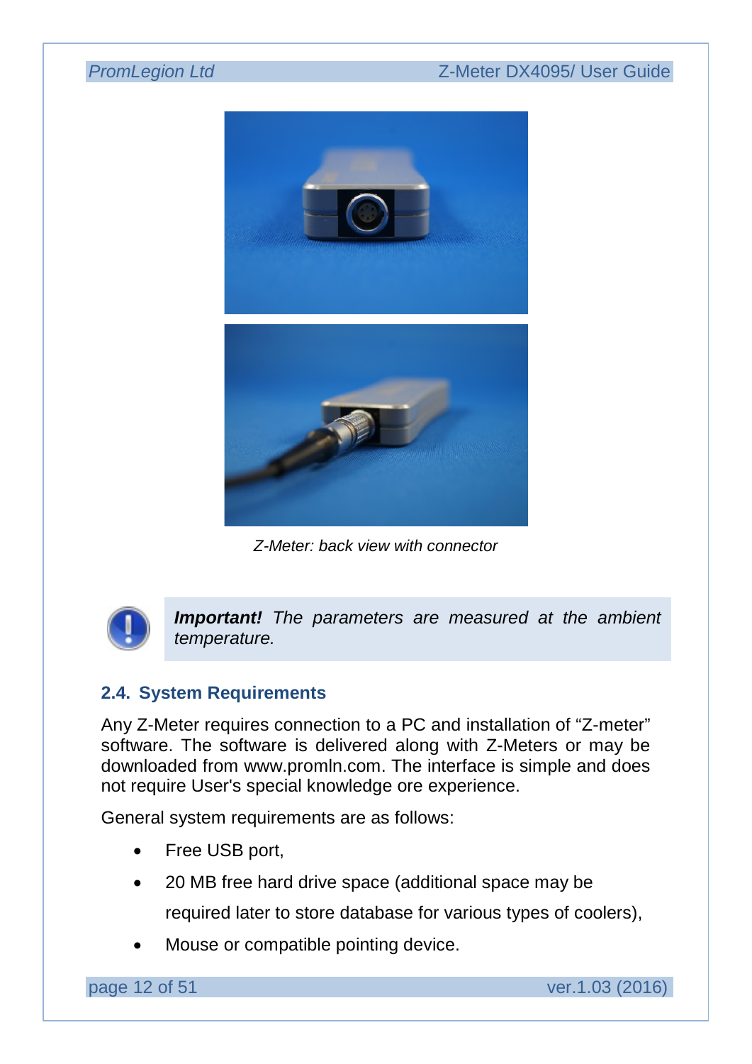*Z-Meter: back view with connector*

***Important!*** *The parameters are measured at the ambient temperature.*

## 2.4. System Requirements

Any Z-Meter requires connection to a PC and installation of "Z-meter" software. The software is delivered along with Z-Meters or may be downloaded from www.promln.com. The interface is simple and does not require User's special knowledge ore experience.

General system requirements are as follows:

- Free USB port,
- 20 MB free hard drive space (additional space may be required later to store database for various types of coolers),
- Mouse or compatible pointing device.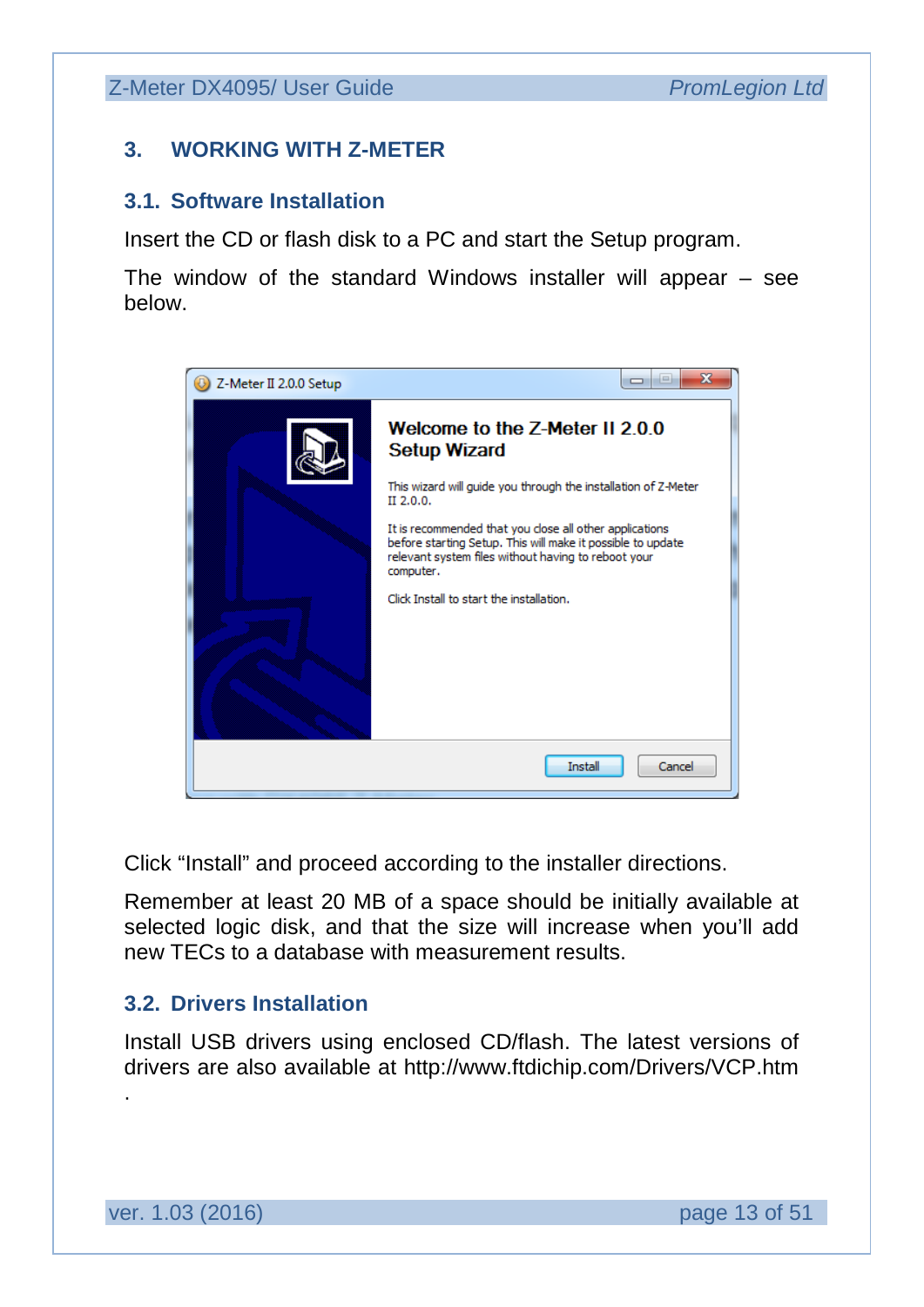## 3. WORKING WITH Z-METER

### 3.1. Software Installation

Insert the CD or flash disk to a PC and start the Setup program.

The window of the standard Windows installer will appear – see below.

Click "Install" and proceed according to the installer directions.

Remember at least 20 MB of a space should be initially available at selected logic disk, and that the size will increase when you'll add new TECs to a database with measurement results.

### 3.2. Drivers Installation

Install USB drivers using enclosed CD/flash. The latest versions of drivers are also available at http://www.ftdichip.com/Drivers/VCP.htm .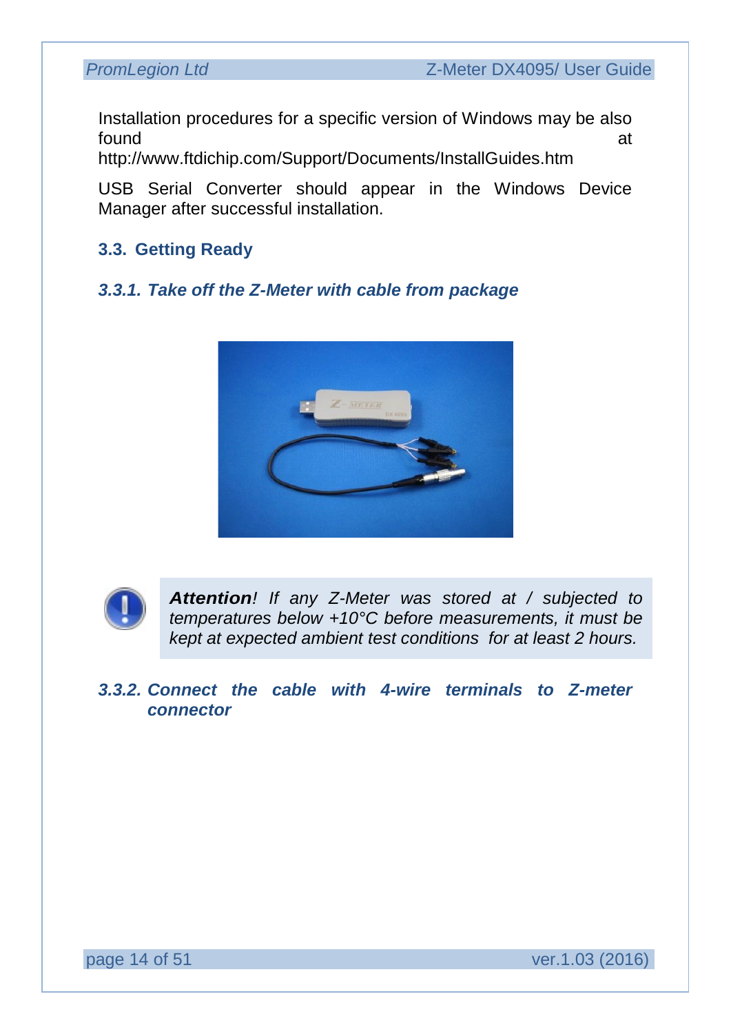Installation procedures for a specific version of Windows may be also found at http://www.ftdichip.com/Support/Documents/InstallGuides.htm

USB Serial Converter should appear in the Windows Device Manager after successful installation.

## 3.3. Getting Ready

### *3.3.1. Take off the Z-Meter with cable from package*

***Attention****! If any Z-Meter was stored at / subjected to temperatures below +10°C before measurements, it must be kept at expected ambient test conditions for at least 2 hours.*

### *3.3.2. Connect the cable with 4-wire terminals to Z-meter connector*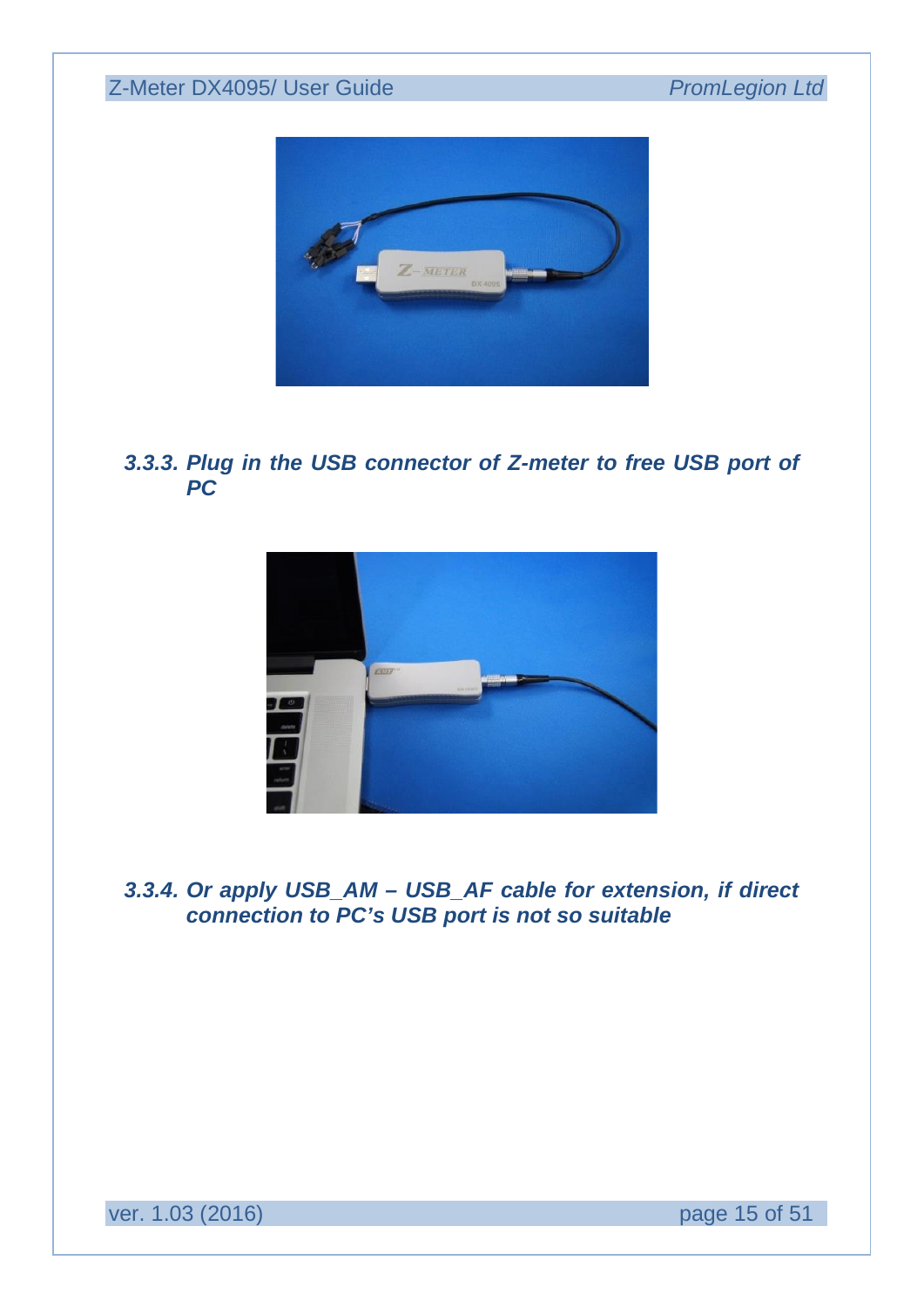### 3.3.3. Plug in the USB connector of Z-meter to free USB port of PC

### 3.3.4. Or apply USB_AM – USB_AF cable for extension, if direct connection to PC's USB port is not so suitable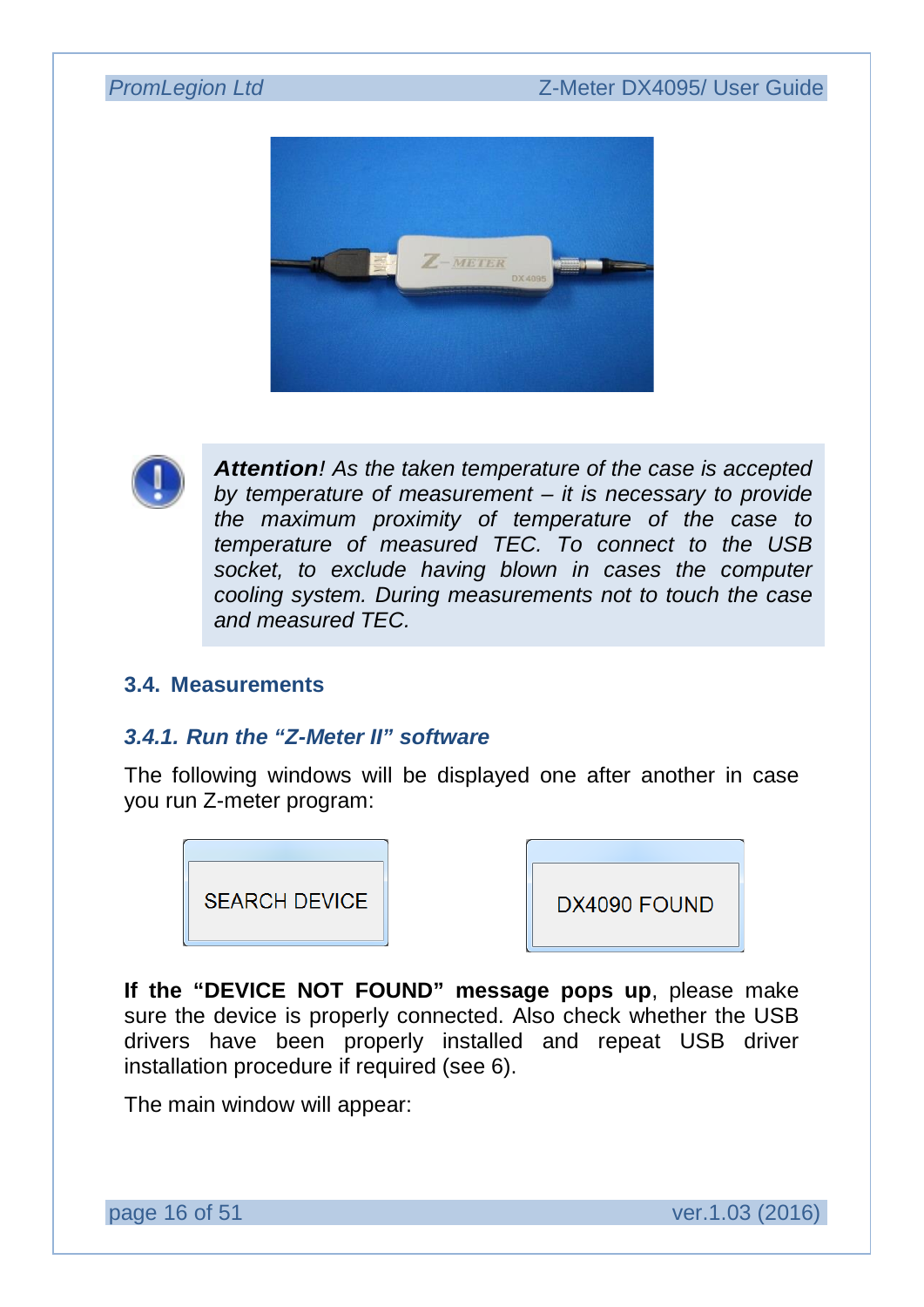***Attention****! As the taken temperature of the case is accepted by temperature of measurement – it is necessary to provide the maximum proximity of temperature of the case to temperature of measured TEC. To connect to the USB socket, to exclude having blown in cases the computer cooling system. During measurements not to touch the case and measured TEC.*

### 3.4. Measurements

#### *3.4.1. Run the "Z-Meter II" software*

The following windows will be displayed one after another in case you run Z-meter program:

SEARCH DEVICE

DX4090 FOUND

**If the "DEVICE NOT FOUND" message pops up**, please make sure the device is properly connected. Also check whether the USB drivers have been properly installed and repeat USB driver installation procedure if required (see 6).

The main window will appear: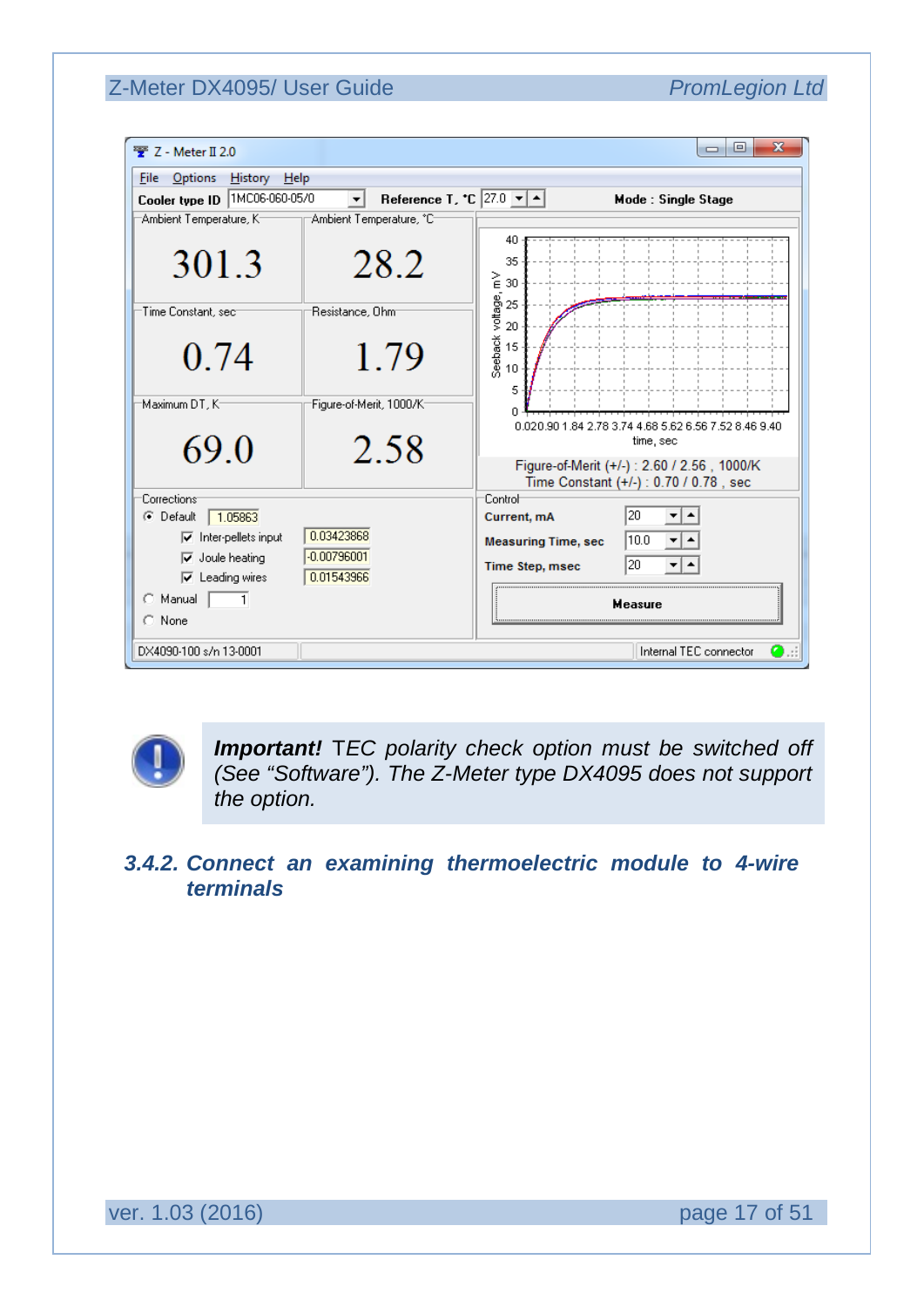***Important!*** *TEC polarity check option must be switched off (See “Software”). The Z-Meter type DX4095 does not support the option.*

### *3.4.2. Connect an examining thermoelectric module to 4-wire terminals*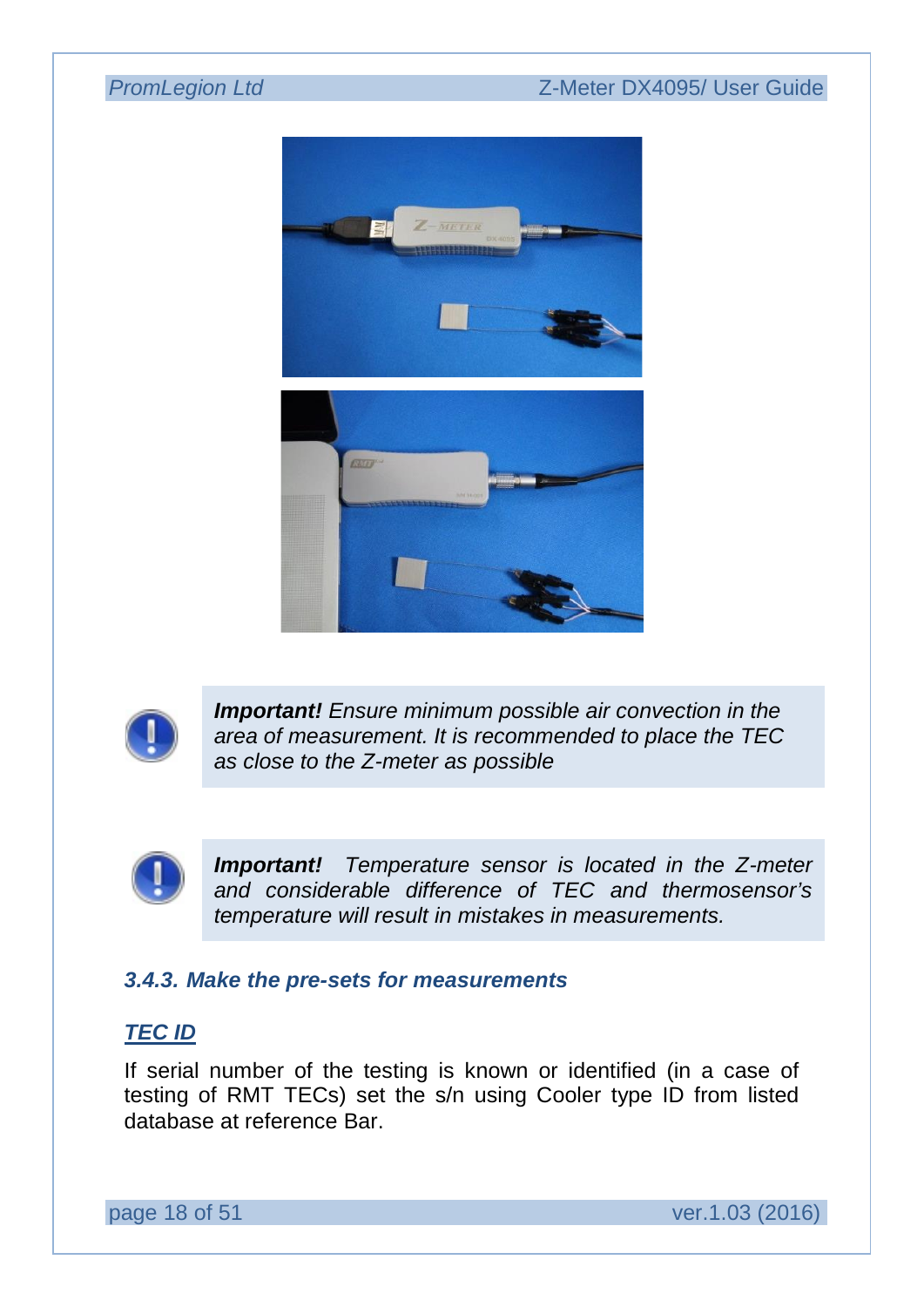> ***Important!*** *Ensure minimum possible air convection in the area of measurement. It is recommended to place the TEC as close to the Z-meter as possible*

> ***Important!*** *Temperature sensor is located in the Z-meter and considerable difference of TEC and thermosensor's temperature will result in mistakes in measurements.*

### *3.4.3. Make the pre-sets for measurements*

***TEC ID***

If serial number of the testing is known or identified (in a case of testing of RMT TECs) set the s/n using Cooler type ID from listed database at reference Bar.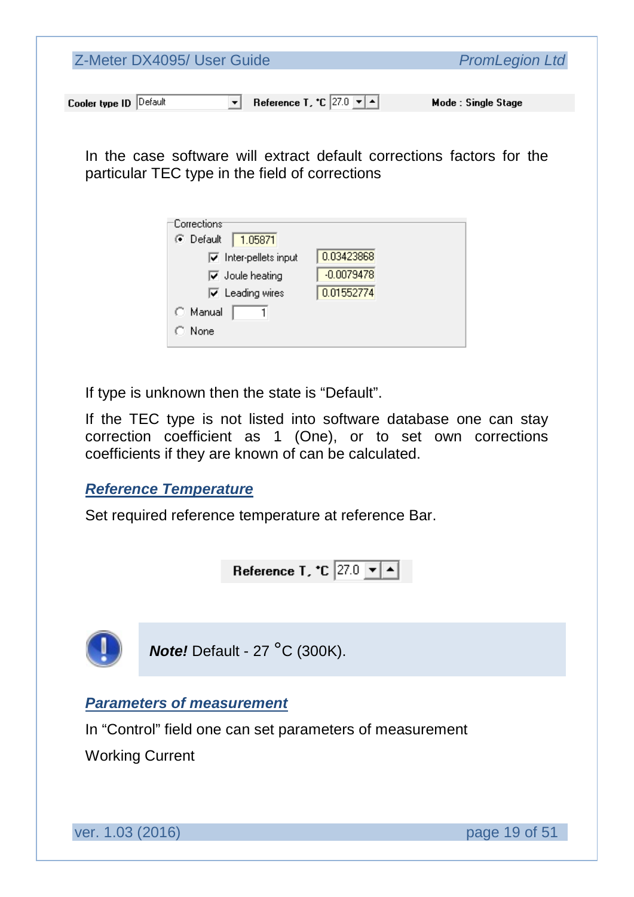Cooler type ID Default | Reference T, °C 27.0 | Mode : Single Stage

In the case software will extract default corrections factors for the particular TEC type in the field of corrections

Corrections
- (•) Default 1.05871
  - [x] Inter-pellets input 0.03423868
  - [x] Joule heating -0.0079478
  - [x] Leading wires 0.01552774
- ( ) Manual 1
- ( ) None

If type is unknown then the state is "Default".

If the TEC type is not listed into software database one can stay correction coefficient as 1 (One), or to set own corrections coefficients if they are known of can be calculated.

### *Reference Temperature*

Set required reference temperature at reference Bar.

Reference T, °C 27.0

> ***Note!*** Default - 27 °C (300K).

### *Parameters of measurement*

In "Control" field one can set parameters of measurement

Working Current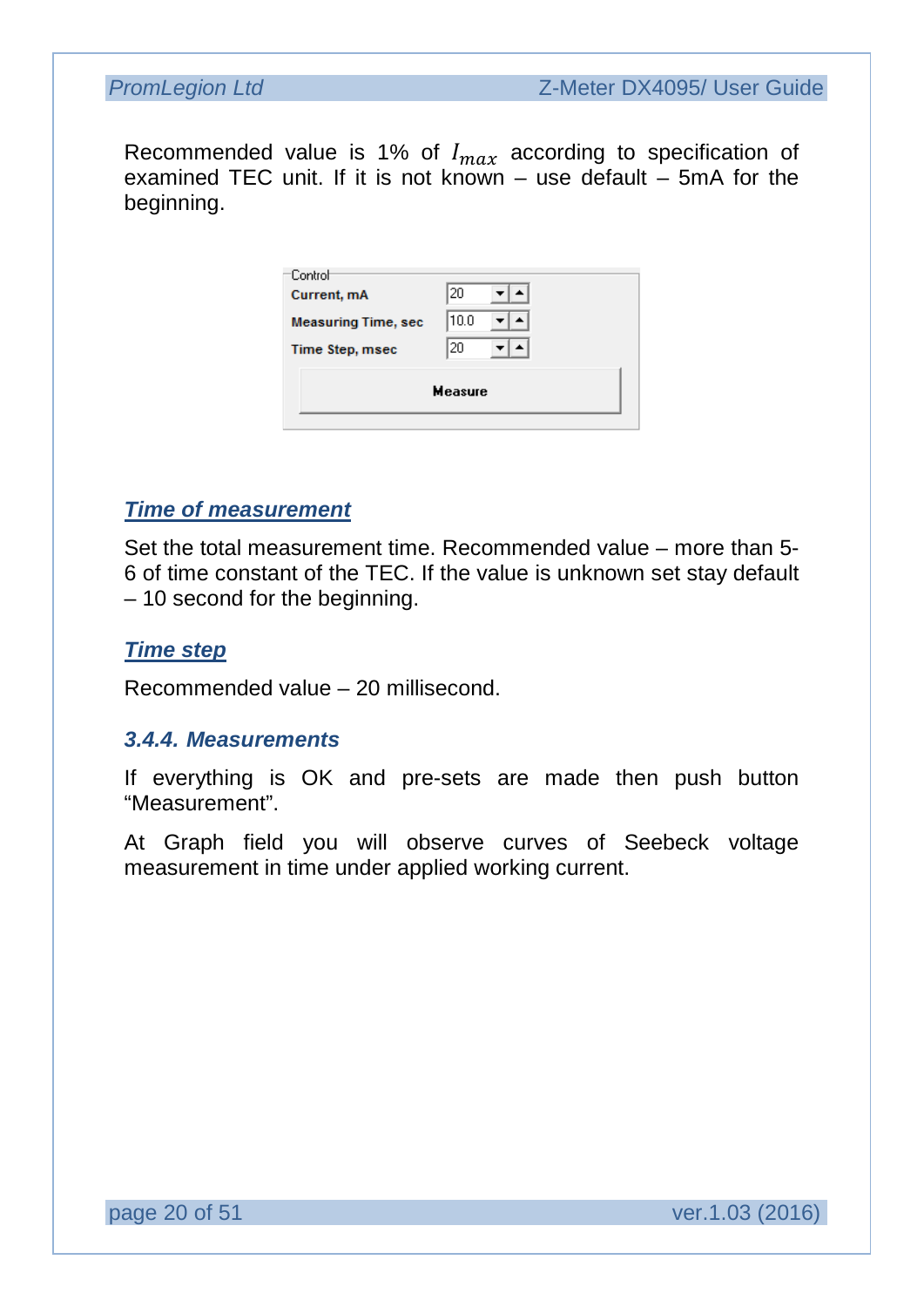Recommended value is 1% of $I_{max}$ according to specification of examined TEC unit. If it is not known – use default – 5mA for the beginning.

Control

| | |
|---|---|
| Current, mA | 20 |
| Measuring Time, sec | 10.0 |
| Time Step, msec | 20 |

Measure

***Time of measurement***

Set the total measurement time. Recommended value – more than 5-6 of time constant of the TEC. If the value is unknown set stay default – 10 second for the beginning.

***Time step***

Recommended value – 20 millisecond.

### *3.4.4. Measurements*

If everything is OK and pre-sets are made then push button “Measurement”.

At Graph field you will observe curves of Seebeck voltage measurement in time under applied working current.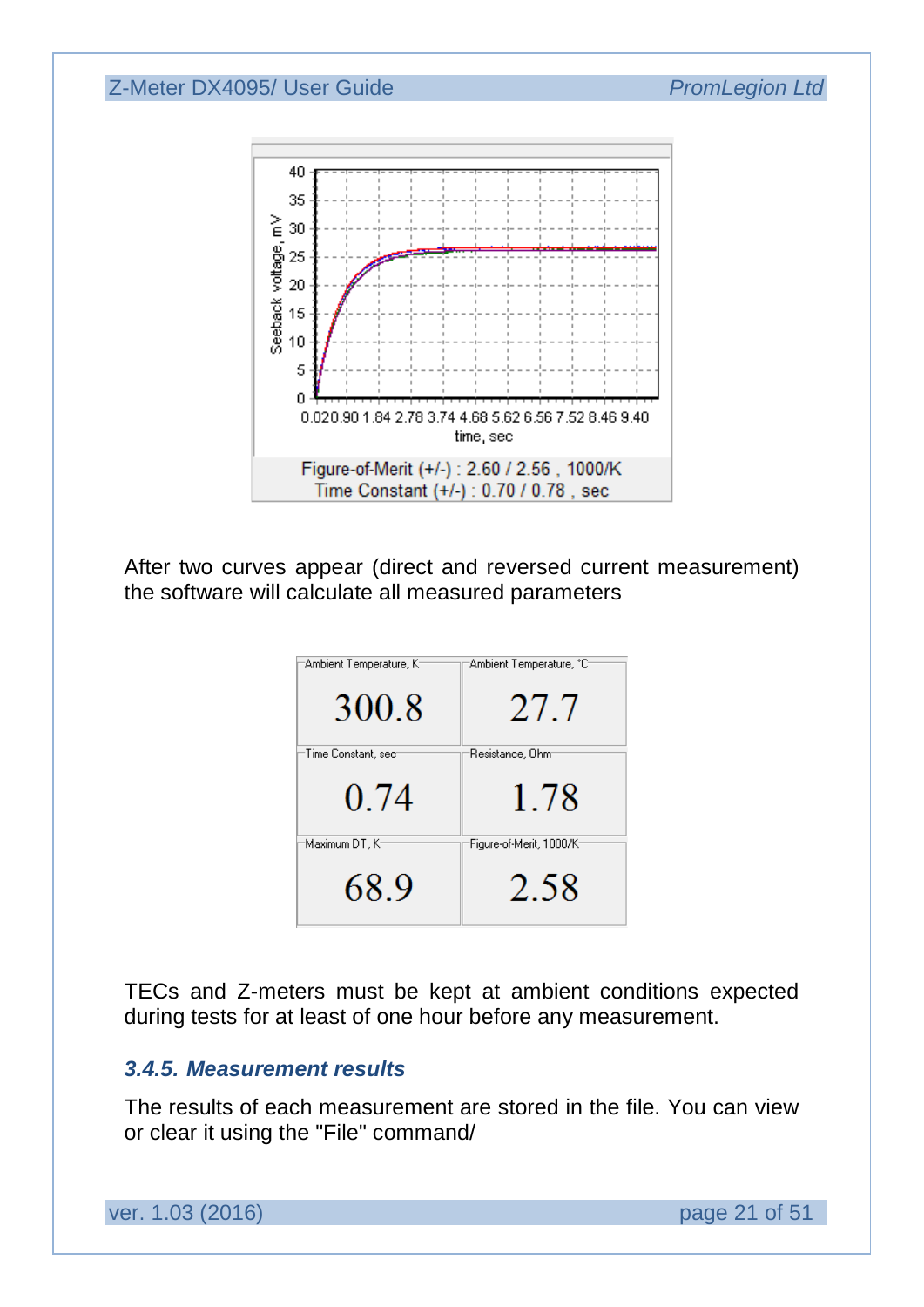Figure-of-Merit (+/-) : 2.60 / 2.56 , 1000/K
Time Constant (+/-) : 0.70 / 0.78 , sec

After two curves appear (direct and reversed current measurement) the software will calculate all measured parameters

| Ambient Temperature, K | Ambient Temperature, °C |
|---|---|
| 300.8 | 27.7 |
| **Time Constant, sec** | **Resistance, Ohm** |
| 0.74 | 1.78 |
| **Maximum DT, K** | **Figure-of-Merit, 1000/K** |
| 68.9 | 2.58 |

TECs and Z-meters must be kept at ambient conditions expected during tests for at least of one hour before any measurement.

### *3.4.5. Measurement results*

The results of each measurement are stored in the file. You can view or clear it using the "File" command/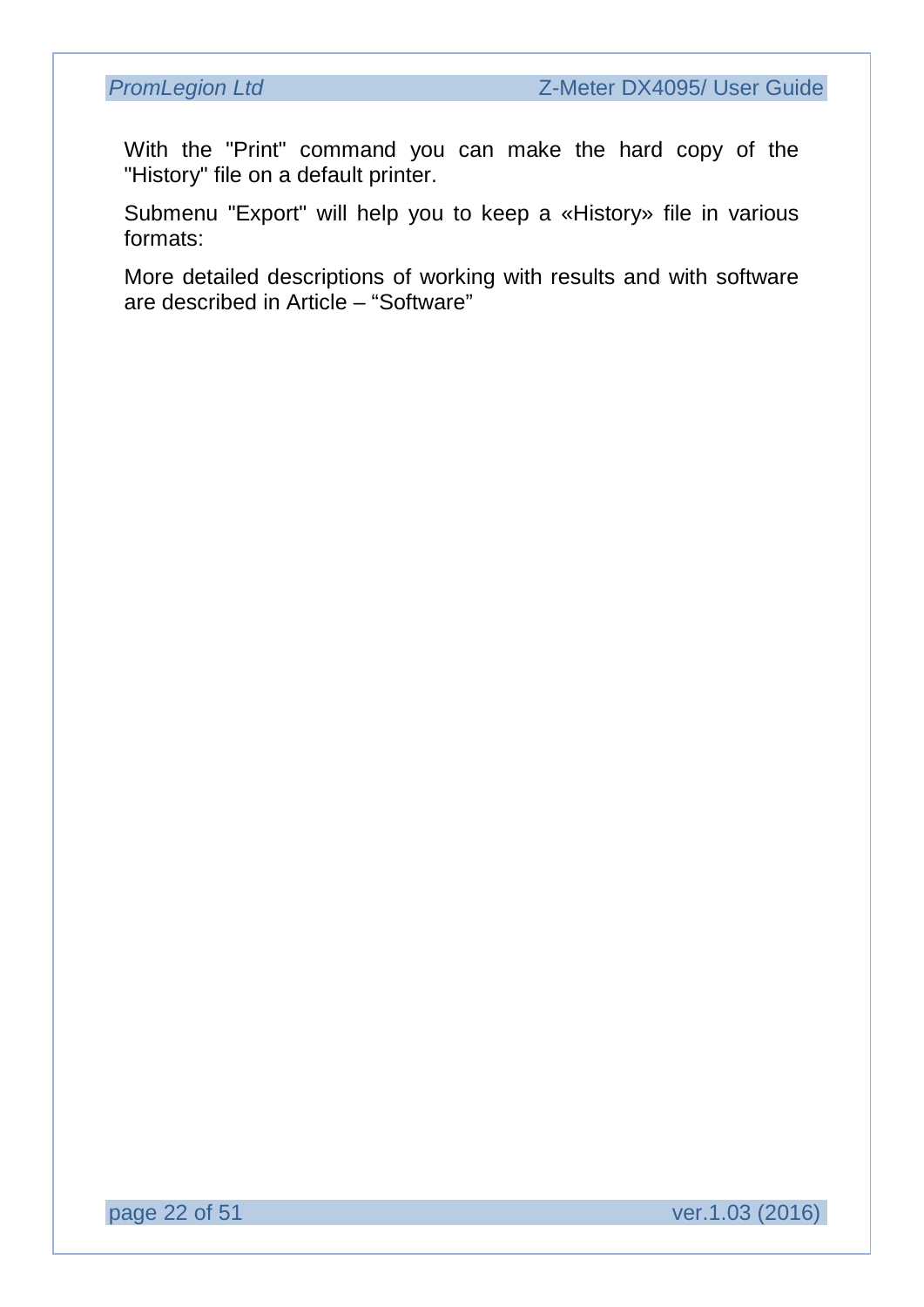With the "Print" command you can make the hard copy of the "History" file on a default printer.

Submenu "Export" will help you to keep a «History» file in various formats:

More detailed descriptions of working with results and with software are described in Article – “Software”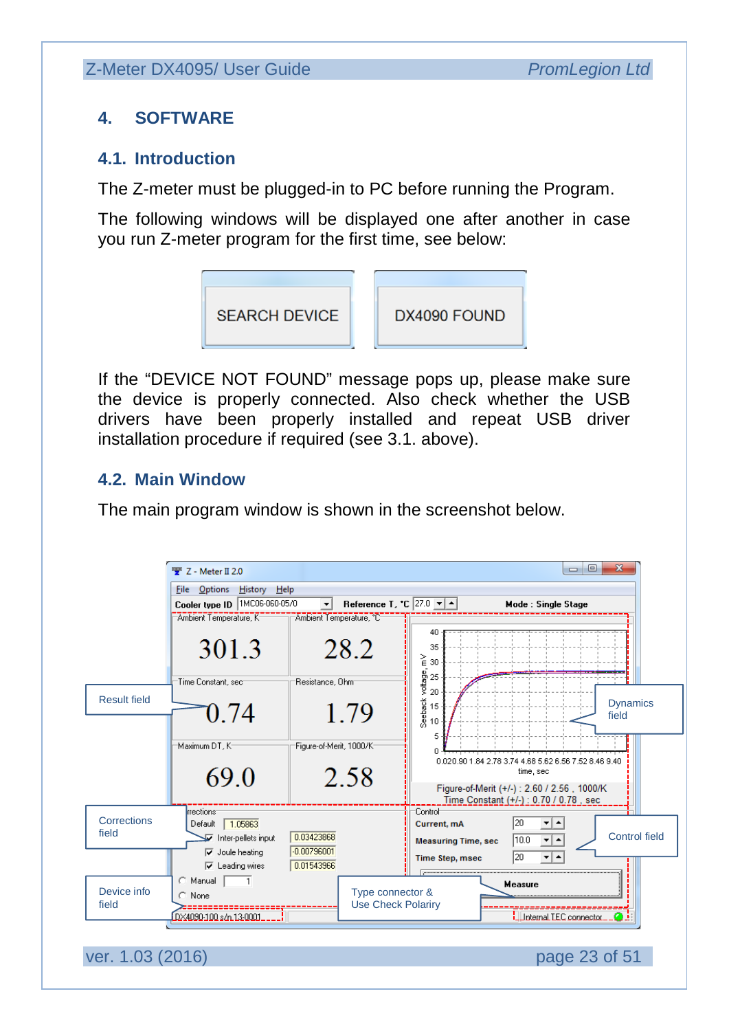# 4. SOFTWARE

## 4.1. Introduction

The Z-meter must be plugged-in to PC before running the Program.

The following windows will be displayed one after another in case you run Z-meter program for the first time, see below:

SEARCH DEVICE

DX4090 FOUND

If the “DEVICE NOT FOUND” message pops up, please make sure the device is properly connected. Also check whether the USB drivers have been properly installed and repeat USB driver installation procedure if required (see 3.1. above).

## 4.2. Main Window

The main program window is shown in the screenshot below.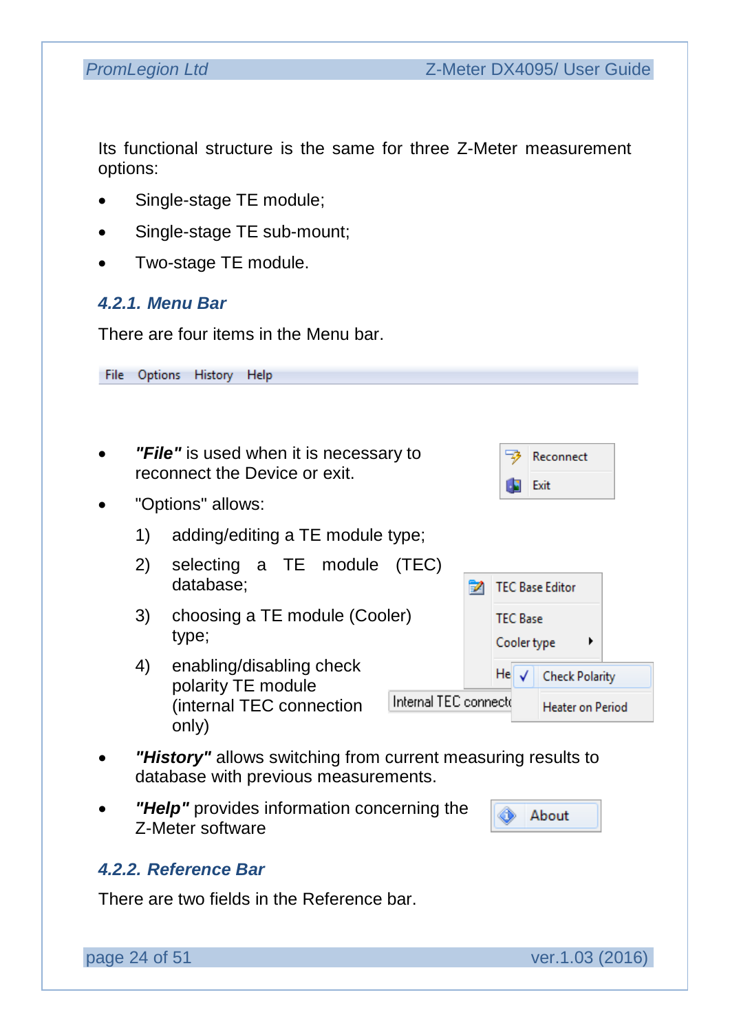Its functional structure is the same for three Z-Meter measurement options:

- Single-stage TE module;
- Single-stage TE sub-mount;
- Two-stage TE module.

### 4.2.1. Menu Bar

There are four items in the Menu bar.

File Options History Help

- ***"File"*** is used when it is necessary to reconnect the Device or exit.

  Reconnect
  Exit

- "Options" allows:
  1) adding/editing a TE module type;
  2) selecting a TE module (TEC) database;
  3) choosing a TE module (Cooler) type;
  4) enabling/disabling check polarity TE module (internal TEC connection only)

  TEC Base Editor
  TEC Base
  Cooler type
  Check Polarity
  Heater on Period
  Internal TEC connecti

- ***"History"*** allows switching from current measuring results to database with previous measurements.
- ***"Help"*** provides information concerning the Z-Meter software

  About

### 4.2.2. Reference Bar

There are two fields in the Reference bar.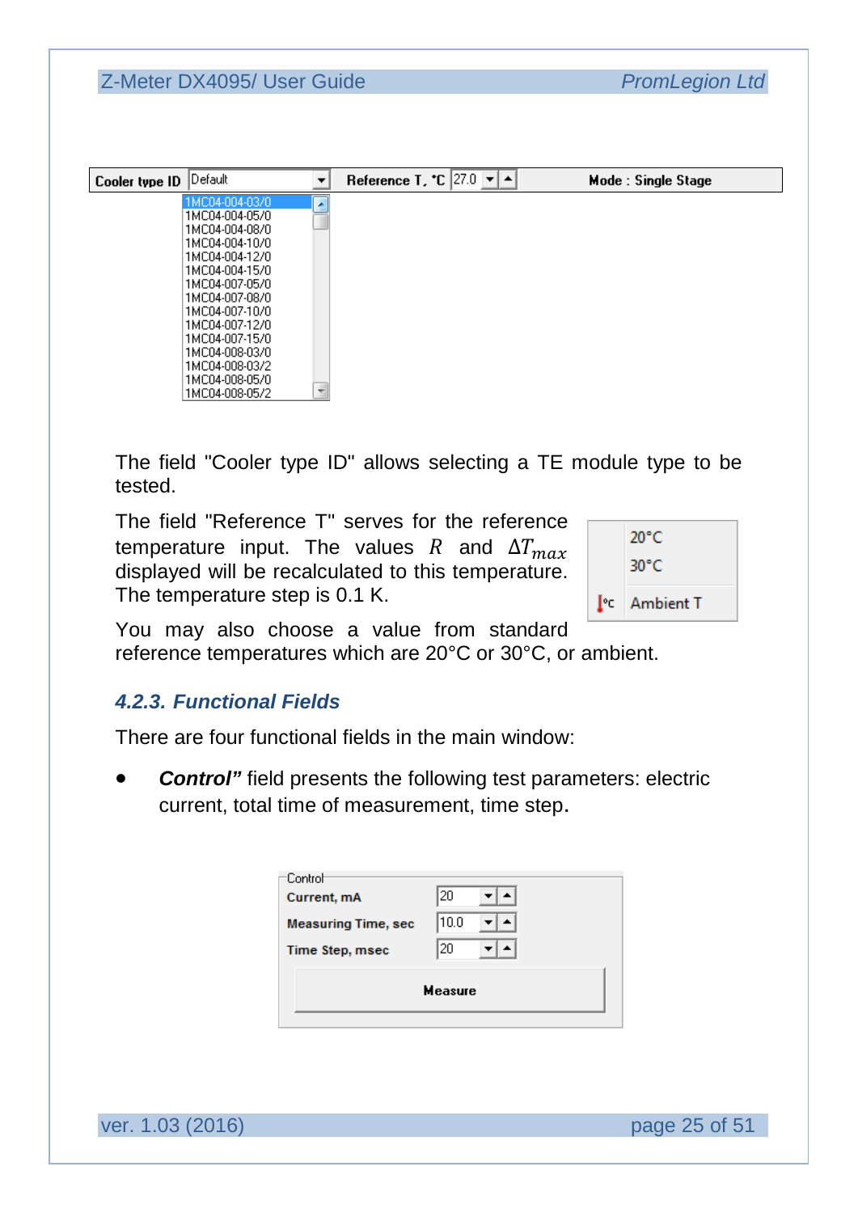Cooler type ID | Default | Reference T, °C | 27.0 | Mode : Single Stage

1MC04-004-03/0
1MC04-004-05/0
1MC04-004-08/0
1MC04-004-10/0
1MC04-004-12/0
1MC04-004-15/0
1MC04-007-05/0
1MC04-007-08/0
1MC04-007-10/0
1MC04-007-12/0
1MC04-007-15/0
1MC04-008-03/0
1MC04-008-03/2
1MC04-008-05/0
1MC04-008-05/2

The field "Cooler type ID" allows selecting a TE module type to be tested.

The field "Reference T" serves for the reference temperature input. The values $R$ and $\Delta T_{max}$ displayed will be recalculated to this temperature. The temperature step is 0.1 K.

20°C
30°C
Ambient T

You may also choose a value from standard reference temperatures which are 20°C or 30°C, or ambient.

### 4.2.3. Functional Fields

There are four functional fields in the main window:

- ***Control"*** field presents the following test parameters: electric current, total time of measurement, time step.

Control
Current, mA: 20
Measuring Time, sec: 10.0
Time Step, msec: 20
Measure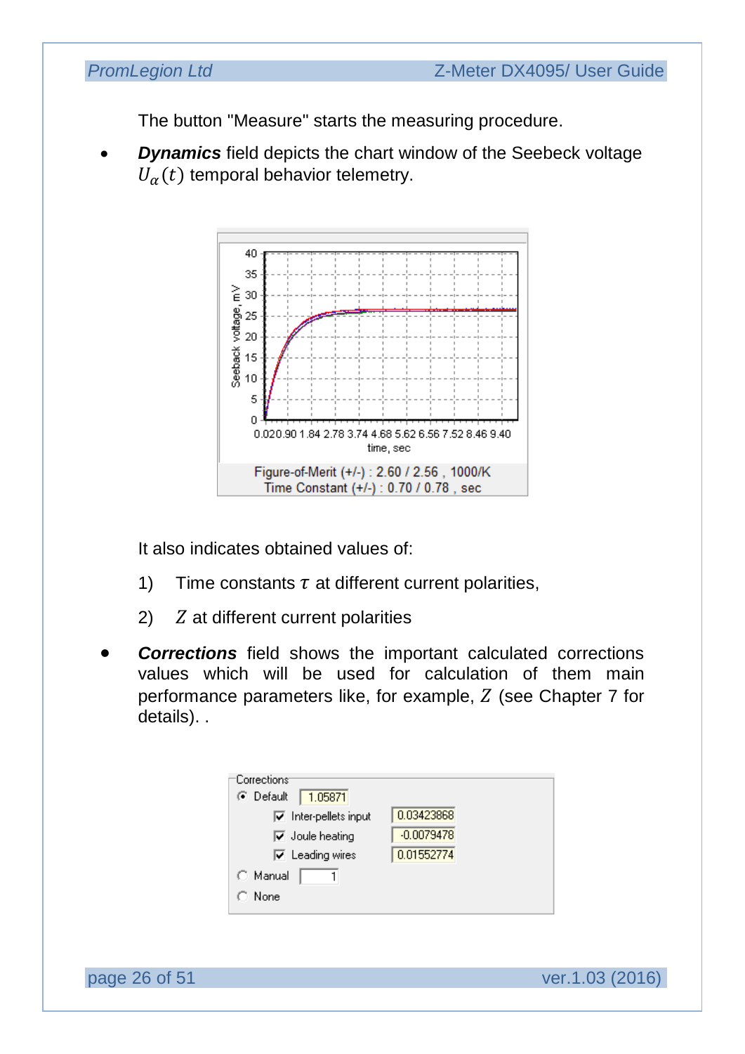The button "Measure" starts the measuring procedure.

- ***Dynamics*** field depicts the chart window of the Seebeck voltage $U_{\alpha}(t)$ temporal behavior telemetry.

Figure-of-Merit (+/-) : 2.60 / 2.56 , 1000/K
Time Constant (+/-) : 0.70 / 0.78 , sec

It also indicates obtained values of:

1) Time constants $\tau$ at different current polarities,

2) $Z$ at different current polarities

- ***Corrections*** field shows the important calculated corrections values which will be used for calculation of them main performance parameters like, for example, $Z$ (see Chapter 7 for details). .

Corrections
- Default 1.05871
  - Inter-pellets input 0.03423868
  - Joule heating -0.0079478
  - Leading wires 0.01552774
- Manual 1
- None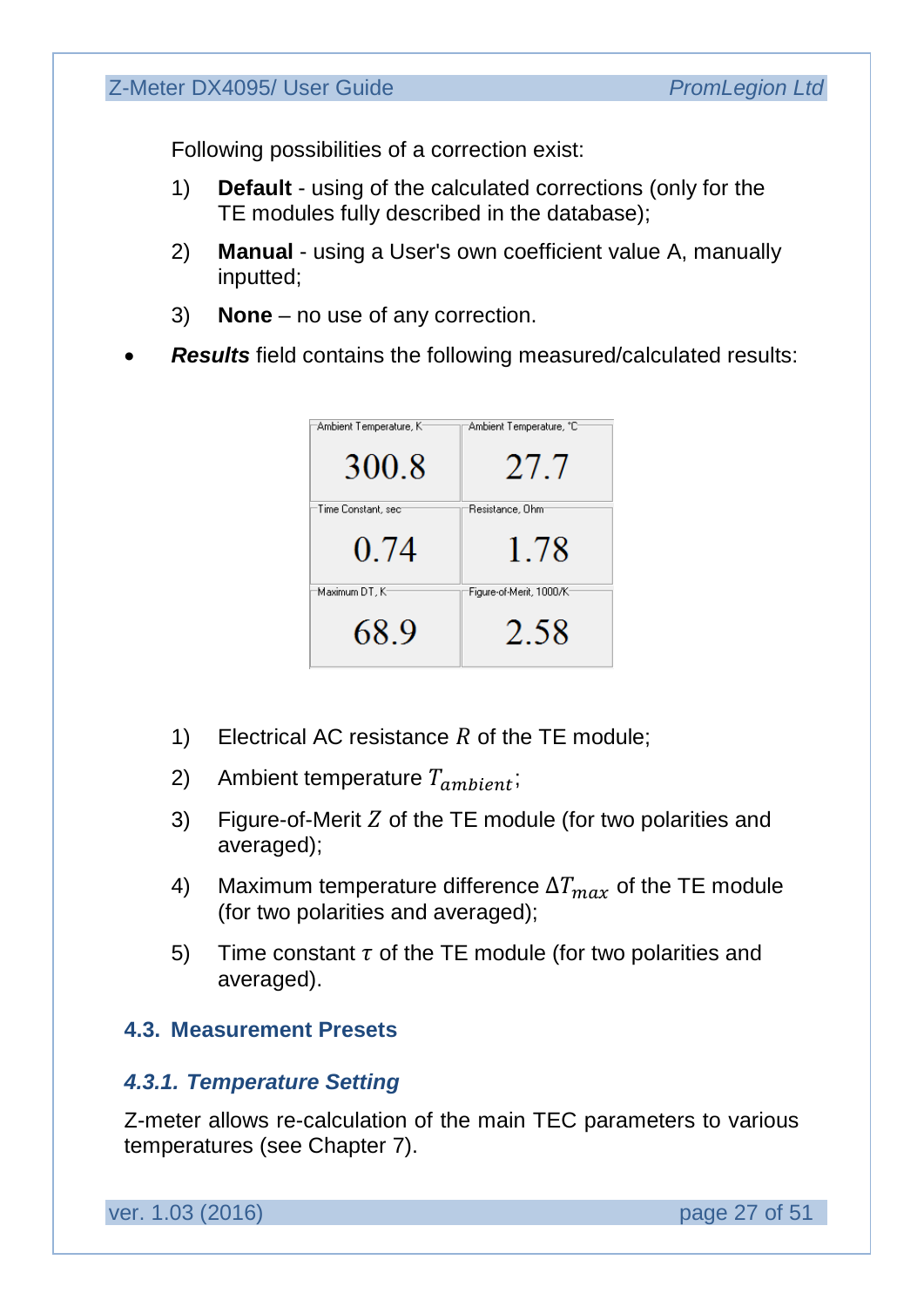Following possibilities of a correction exist:

1) **Default** - using of the calculated corrections (only for the TE modules fully described in the database);
2) **Manual** - using a User's own coefficient value A, manually inputted;
3) **None** – no use of any correction.

- ***Results*** field contains the following measured/calculated results:

| Ambient Temperature, K | Ambient Temperature, °C |
|---|---|
| 300.8 | 27.7 |
| **Time Constant, sec** | **Resistance, Ohm** |
| 0.74 | 1.78 |
| **Maximum DT, K** | **Figure-of-Merit, 1000/K** |
| 68.9 | 2.58 |

1) Electrical AC resistance $R$ of the TE module;
2) Ambient temperature $T_{ambient}$;
3) Figure-of-Merit $Z$ of the TE module (for two polarities and averaged);
4) Maximum temperature difference $\Delta T_{max}$ of the TE module (for two polarities and averaged);
5) Time constant $\tau$ of the TE module (for two polarities and averaged).

## 4.3. Measurement Presets

### *4.3.1. Temperature Setting*

Z-meter allows re-calculation of the main TEC parameters to various temperatures (see Chapter 7).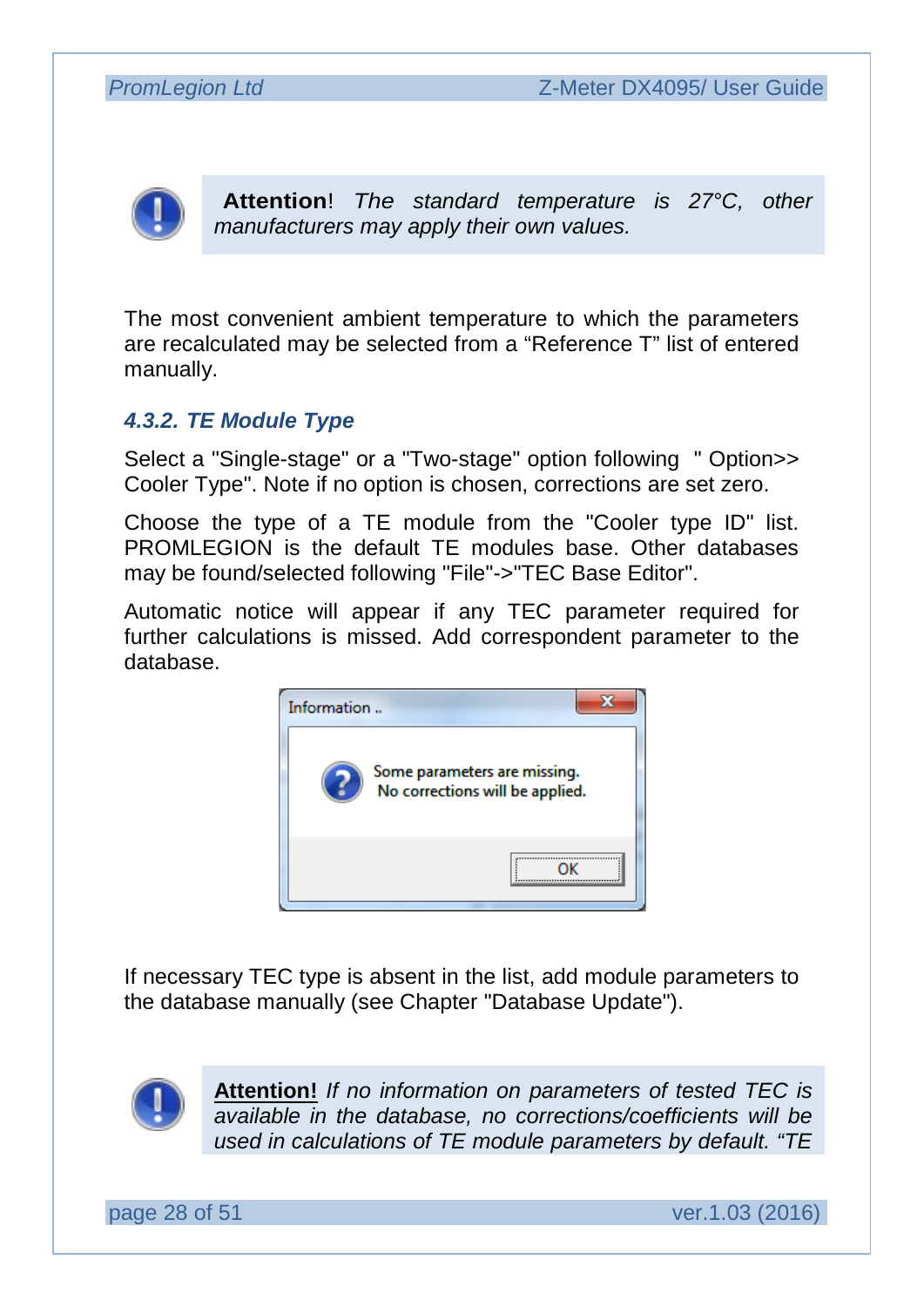**Attention**! *The standard temperature is 27°C, other manufacturers may apply their own values.*

The most convenient ambient temperature to which the parameters are recalculated may be selected from a “Reference T” list of entered manually.

### *4.3.2. TE Module Type*

Select a "Single-stage" or a "Two-stage" option following " Option>> Cooler Type". Note if no option is chosen, corrections are set zero.

Choose the type of a TE module from the "Cooler type ID" list. PROMLEGION is the default TE modules base. Other databases may be found/selected following "File"->"TEC Base Editor".

Automatic notice will appear if any TEC parameter required for further calculations is missed. Add correspondent parameter to the database.

Information ..

Some parameters are missing.
No corrections will be applied.

OK

If necessary TEC type is absent in the list, add module parameters to the database manually (see Chapter "Database Update").

**Attention!** *If no information on parameters of tested TEC is available in the database, no corrections/coefficients will be used in calculations of TE module parameters by default. “TE*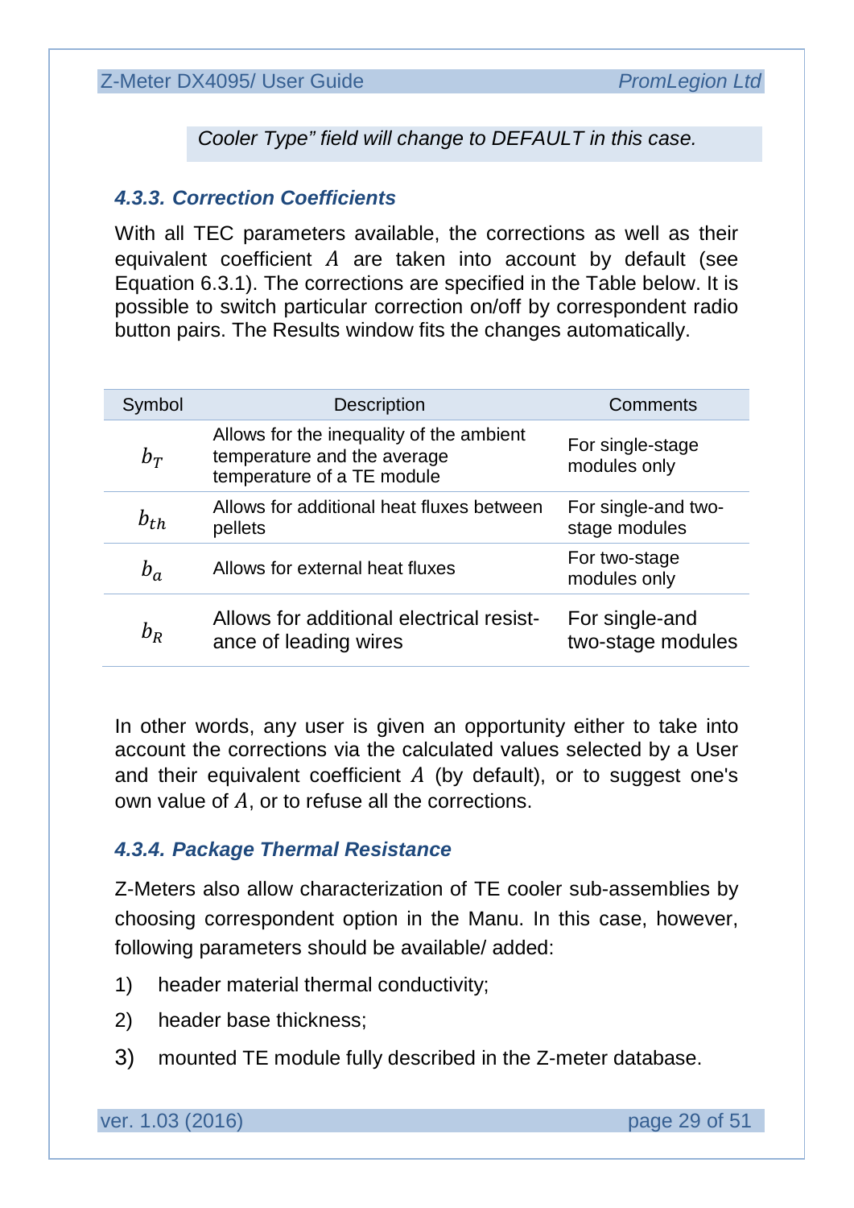*Cooler Type" field will change to DEFAULT in this case.*

### *4.3.3. Correction Coefficients*

With all TEC parameters available, the corrections as well as their equivalent coefficient $A$ are taken into account by default (see Equation 6.3.1). The corrections are specified in the Table below. It is possible to switch particular correction on/off by correspondent radio button pairs. The Results window fits the changes automatically.

| Symbol | Description | Comments |
|---|---|---|
| $b_T$ | Allows for the inequality of the ambient temperature and the average temperature of a TE module | For single-stage modules only |
| $b_{th}$ | Allows for additional heat fluxes between pellets | For single-and two-stage modules |
| $b_a$ | Allows for external heat fluxes | For two-stage modules only |
| $b_R$ | Allows for additional electrical resistance of leading wires | For single-and two-stage modules |

In other words, any user is given an opportunity either to take into account the corrections via the calculated values selected by a User and their equivalent coefficient $A$ (by default), or to suggest one's own value of $A$, or to refuse all the corrections.

### *4.3.4. Package Thermal Resistance*

Z-Meters also allow characterization of TE cooler sub-assemblies by choosing correspondent option in the Manu. In this case, however, following parameters should be available/ added:

1) header material thermal conductivity;
2) header base thickness;
3) mounted TE module fully described in the Z-meter database.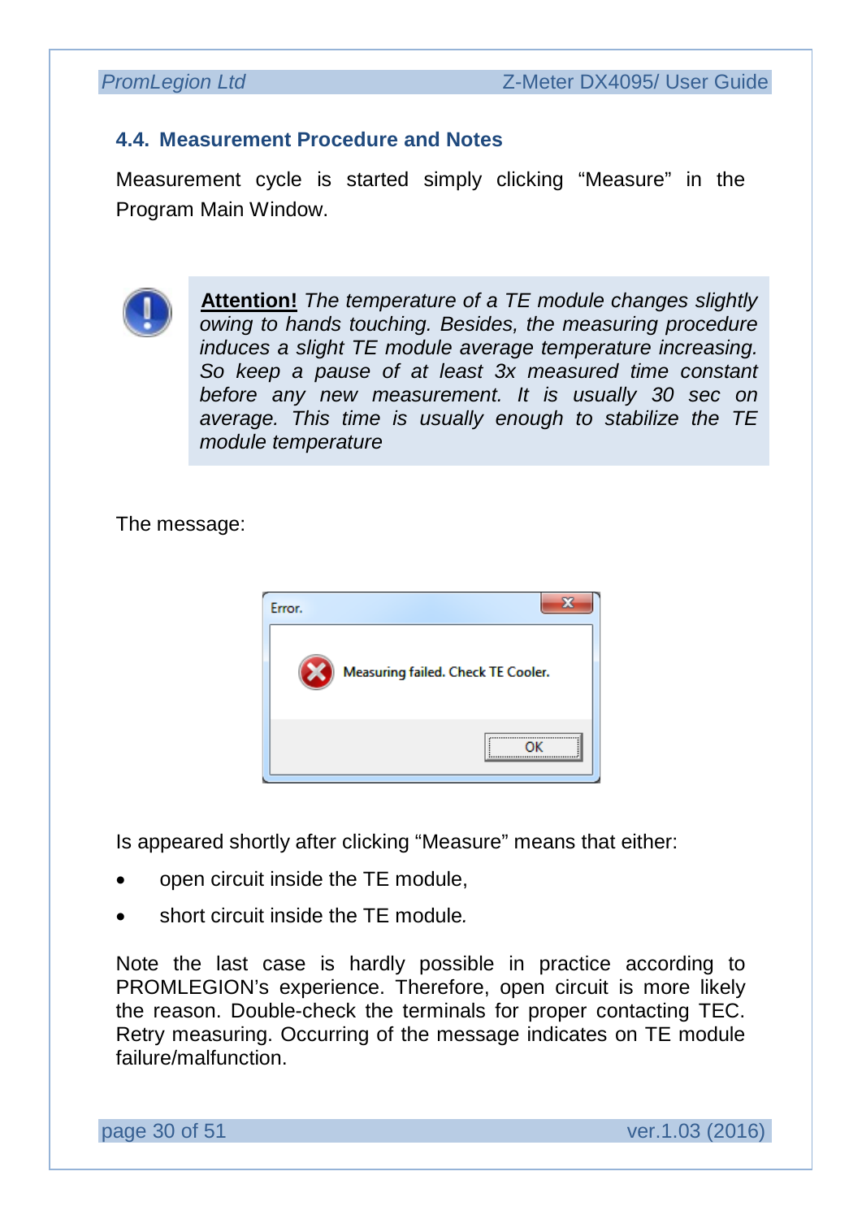## 4.4. Measurement Procedure and Notes

Measurement cycle is started simply clicking “Measure” in the Program Main Window.

> **Attention!** *The temperature of a TE module changes slightly owing to hands touching. Besides, the measuring procedure induces a slight TE module average temperature increasing. So keep a pause of at least 3x measured time constant before any new measurement. It is usually 30 sec on average. This time is usually enough to stabilize the TE module temperature*

The message:

> Error.
>
> Measuring failed. Check TE Cooler.
>
> OK

Is appeared shortly after clicking “Measure” means that either:

- open circuit inside the TE module,
- short circuit inside the TE module.

Note the last case is hardly possible in practice according to PROMLEGION’s experience. Therefore, open circuit is more likely the reason. Double-check the terminals for proper contacting TEC. Retry measuring. Occurring of the message indicates on TE module failure/malfunction.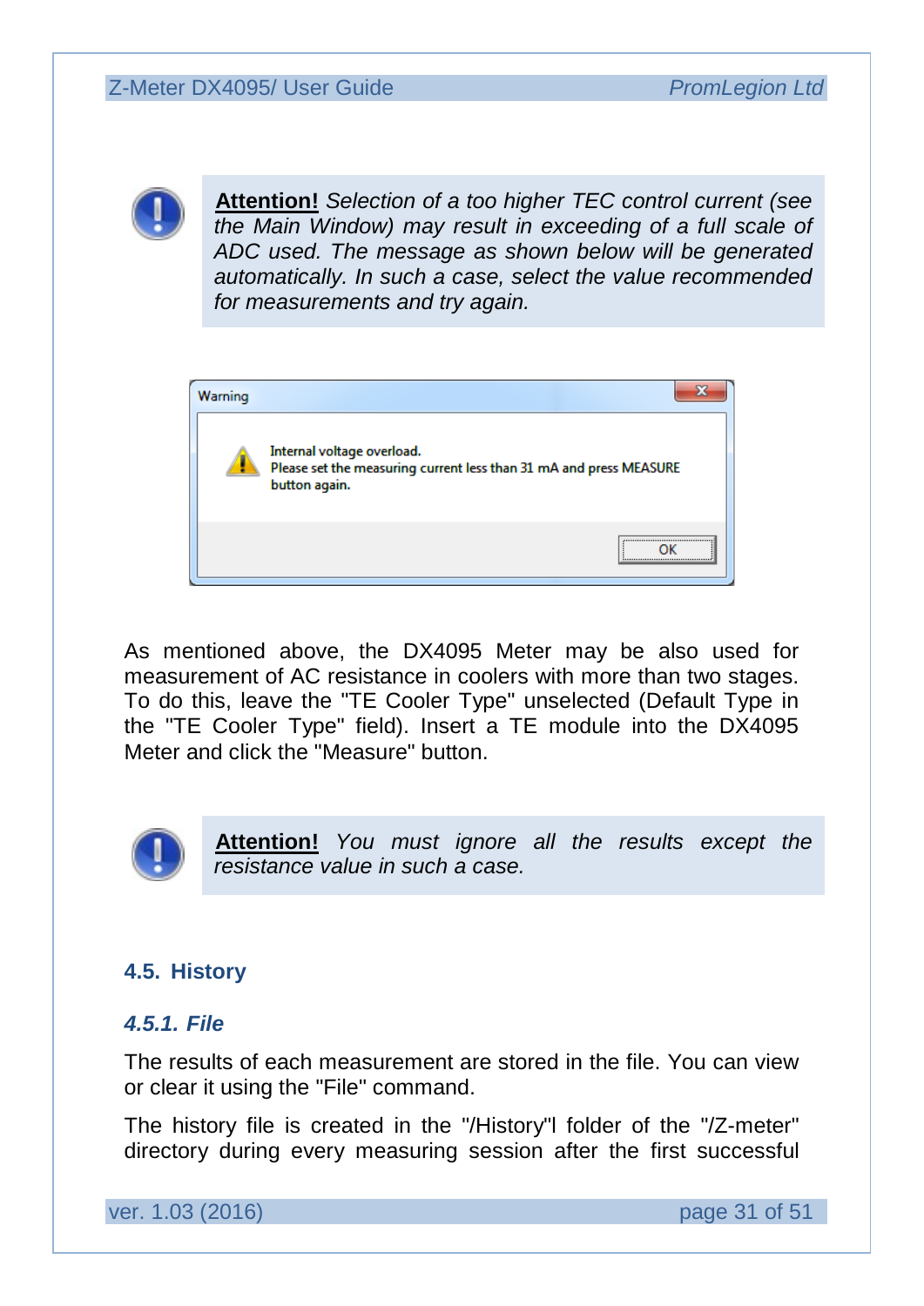**Attention!** *Selection of a too higher TEC control current (see the Main Window) may result in exceeding of a full scale of ADC used. The message as shown below will be generated automatically. In such a case, select the value recommended for measurements and try again.*

Warning

Internal voltage overload.
Please set the measuring current less than 31 mA and press MEASURE button again.

OK

As mentioned above, the DX4095 Meter may be also used for measurement of AC resistance in coolers with more than two stages. To do this, leave the "TE Cooler Type" unselected (Default Type in the "TE Cooler Type" field). Insert a TE module into the DX4095 Meter and click the "Measure" button.

**Attention!** *You must ignore all the results except the resistance value in such a case.*

## 4.5. History

### *4.5.1. File*

The results of each measurement are stored in the file. You can view or clear it using the "File" command.

The history file is created in the "/History"l folder of the "/Z-meter" directory during every measuring session after the first successful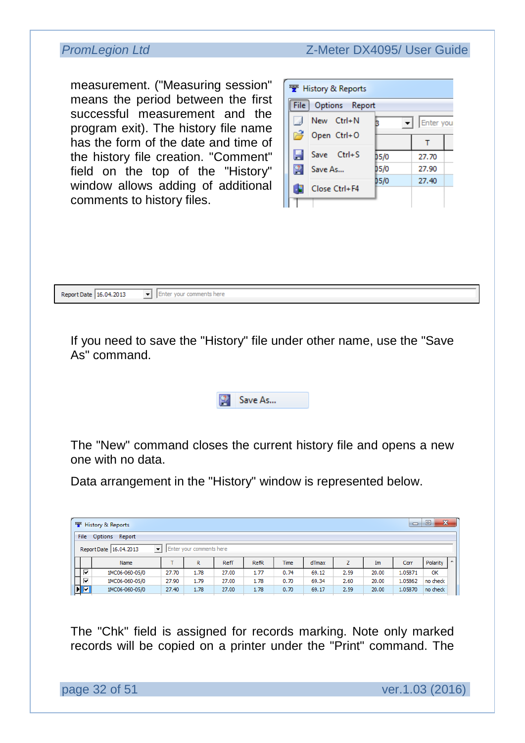measurement. ("Measuring session" means the period between the first successful measurement and the program exit). The history file name has the form of the date and time of the history file creation. "Comment" field on the top of the "History" window allows adding of additional comments to history files.

If you need to save the "History" file under other name, use the "Save As" command.

The "New" command closes the current history file and opens a new one with no data.

Data arrangement in the "History" window is represented below.

The "Chk" field is assigned for records marking. Note only marked records will be copied on a printer under the "Print" command. The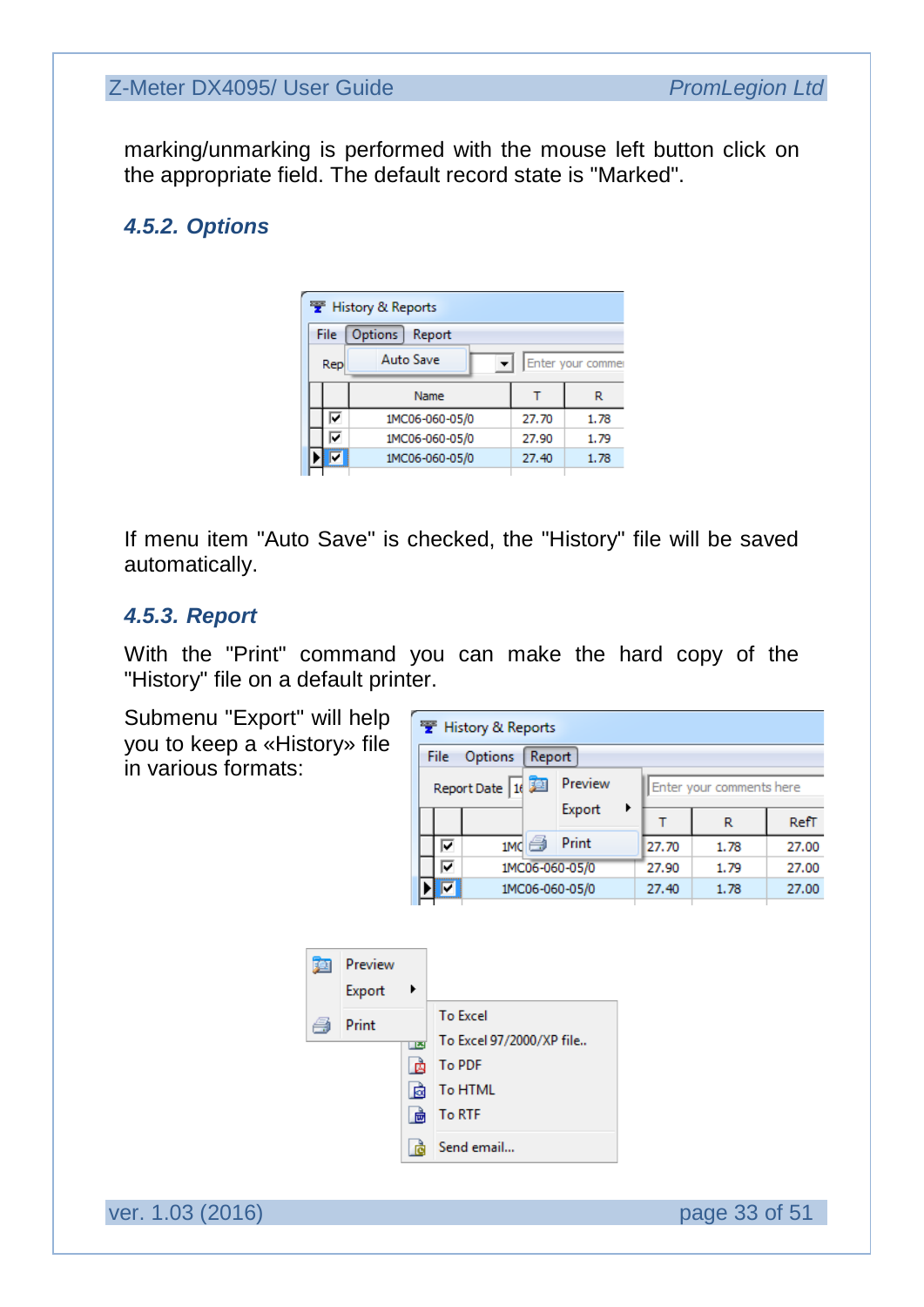marking/unmarking is performed with the mouse left button click on the appropriate field. The default record state is "Marked".

### 4.5.2. Options

If menu item "Auto Save" is checked, the "History" file will be saved automatically.

### 4.5.3. Report

With the "Print" command you can make the hard copy of the "History" file on a default printer.

Submenu "Export" will help you to keep a «History» file in various formats: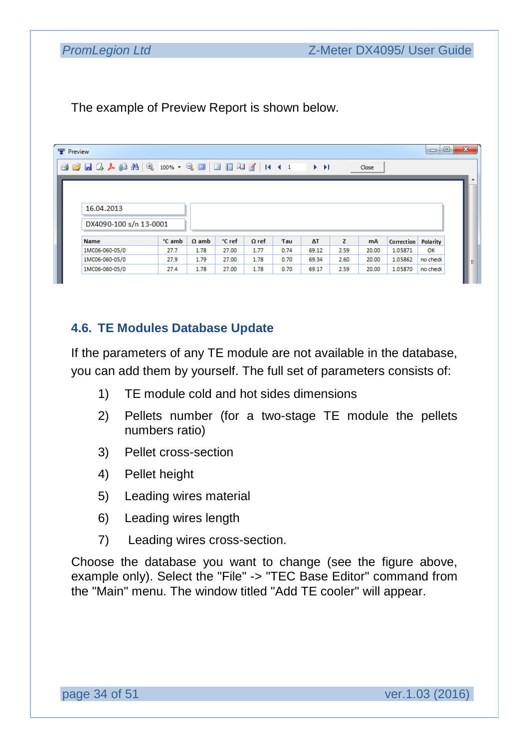The example of Preview Report is shown below.

16.04.2013

DX4090-100 s/n 13-0001

| Name | °C amb | Ω amb | °C ref | Ω ref | Tau | ΔT | Z | mA | Correction | Polarity |
|---|---|---|---|---|---|---|---|---|---|---|
| 1MC06-060-05/0 | 27.7 | 1.78 | 27.00 | 1.77 | 0.74 | 69.12 | 2.59 | 20.00 | 1.05871 | OK |
| 1MC06-060-05/0 | 27.9 | 1.79 | 27.00 | 1.78 | 0.70 | 69.34 | 2.60 | 20.00 | 1.05862 | no check |
| 1MC06-060-05/0 | 27.4 | 1.78 | 27.00 | 1.78 | 0.70 | 69.17 | 2.59 | 20.00 | 1.05870 | no check |

## 4.6. TE Modules Database Update

If the parameters of any TE module are not available in the database, you can add them by yourself. The full set of parameters consists of:

1) TE module cold and hot sides dimensions
2) Pellets number (for a two-stage TE module the pellets numbers ratio)
3) Pellet cross-section
4) Pellet height
5) Leading wires material
6) Leading wires length
7) Leading wires cross-section.

Choose the database you want to change (see the figure above, example only). Select the "File" -> "TEC Base Editor" command from the "Main" menu. The window titled "Add TE cooler" will appear.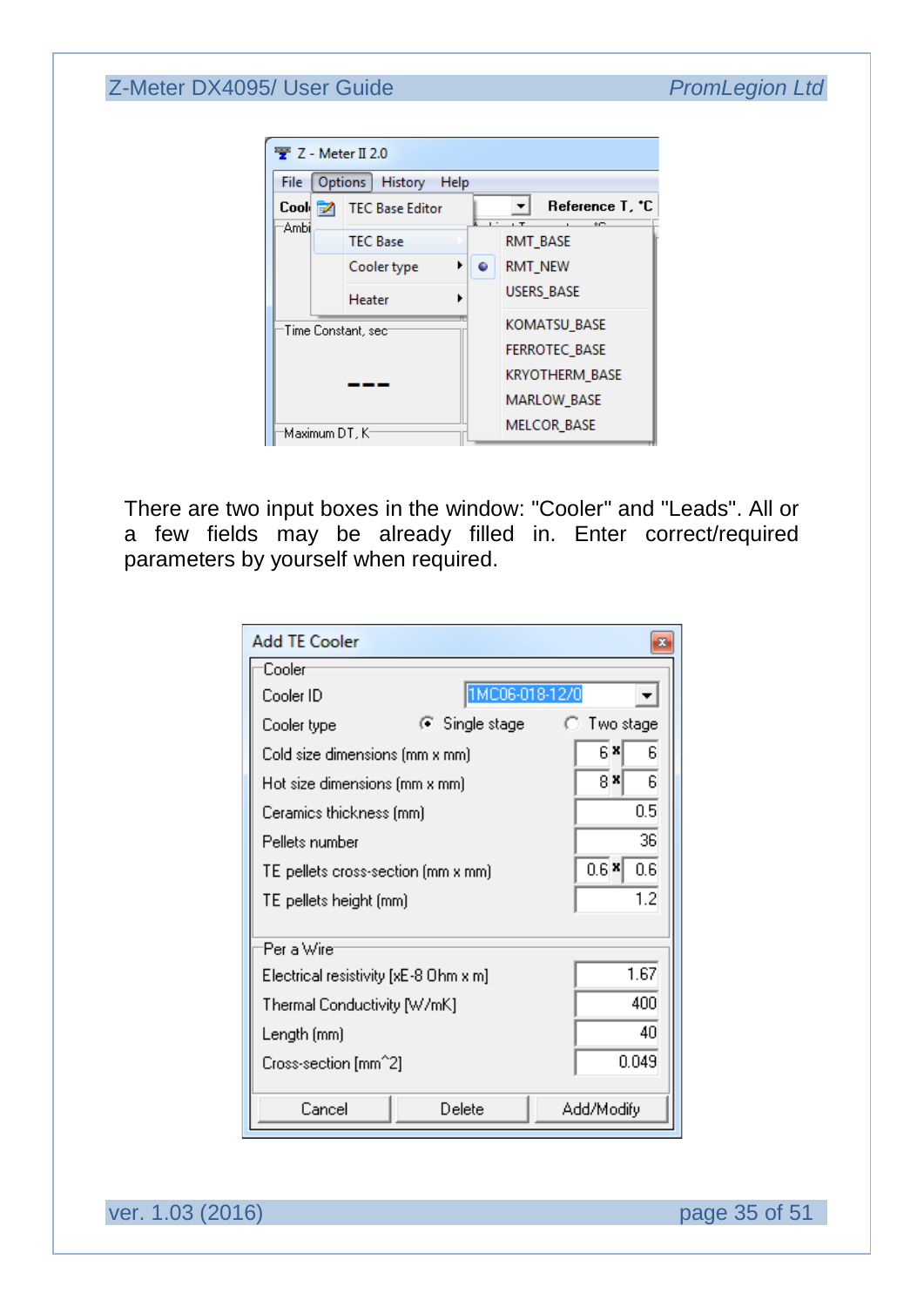There are two input boxes in the window: "Cooler" and "Leads". All or a few fields may be already filled in. Enter correct/required parameters by yourself when required.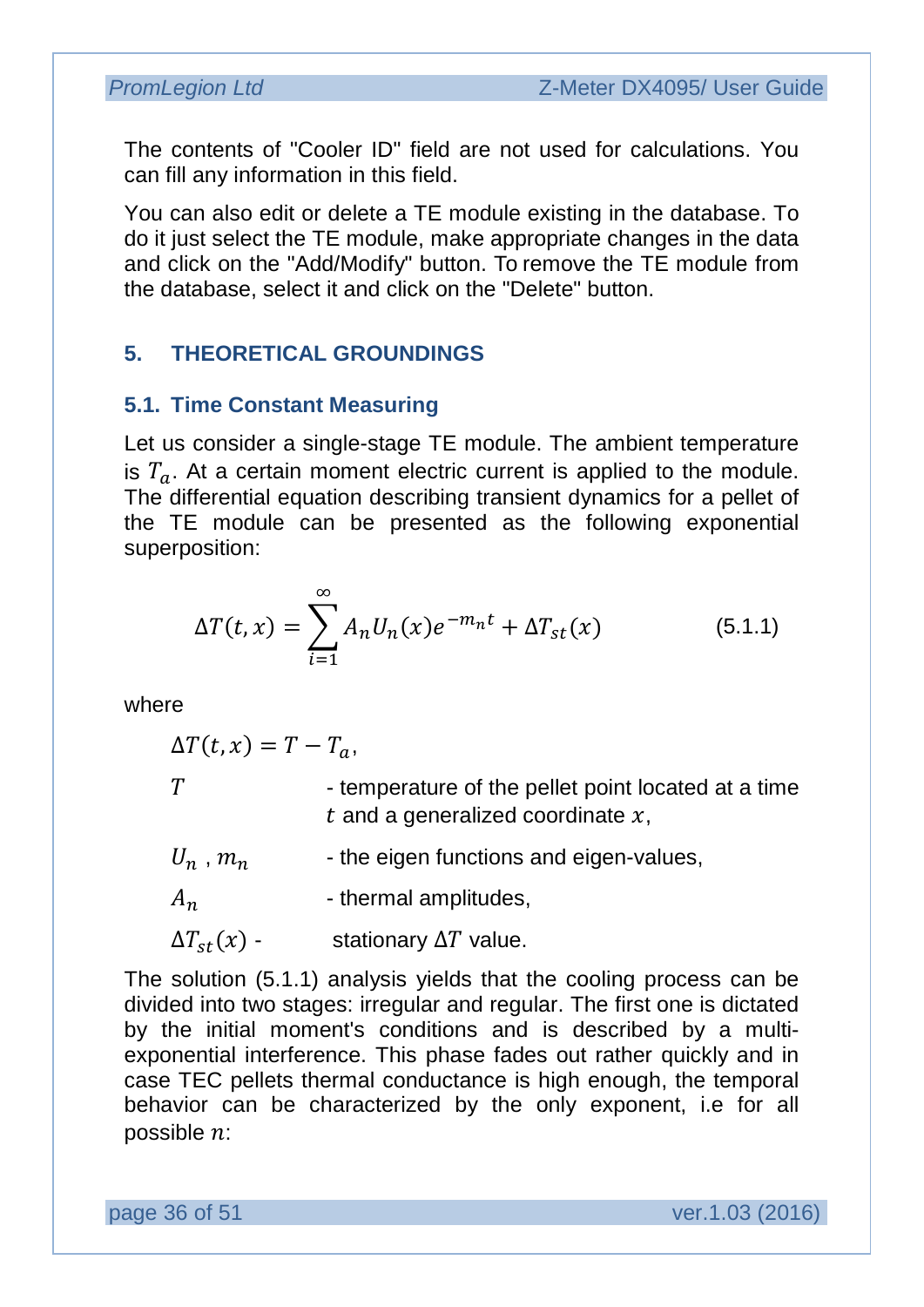The contents of "Cooler ID" field are not used for calculations. You can fill any information in this field.

You can also edit or delete a TE module existing in the database. To do it just select the TE module, make appropriate changes in the data and click on the "Add/Modify" button. To remove the TE module from the database, select it and click on the "Delete" button.

# 5. THEORETICAL GROUNDINGS

## 5.1. Time Constant Measuring

Let us consider a single-stage TE module. The ambient temperature is $T_a$. At a certain moment electric current is applied to the module. The differential equation describing transient dynamics for a pellet of the TE module can be presented as the following exponential superposition:

$$\Delta T(t,x) = \sum_{i=1}^{\infty} A_n U_n(x) e^{-m_n t} + \Delta T_{st}(x) \qquad (5.1.1)$$

where

$\Delta T(t,x) = T - T_a$,

$T$ - temperature of the pellet point located at a time $t$ and a generalized coordinate $x$,

$U_n$ , $m_n$ - the eigen functions and eigen-values,

$A_n$ - thermal amplitudes,

$\Delta T_{st}(x)$ - stationary $\Delta T$ value.

The solution (5.1.1) analysis yields that the cooling process can be divided into two stages: irregular and regular. The first one is dictated by the initial moment's conditions and is described by a multi-exponential interference. This phase fades out rather quickly and in case TEC pellets thermal conductance is high enough, the temporal behavior can be characterized by the only exponent, i.e for all possible $n$: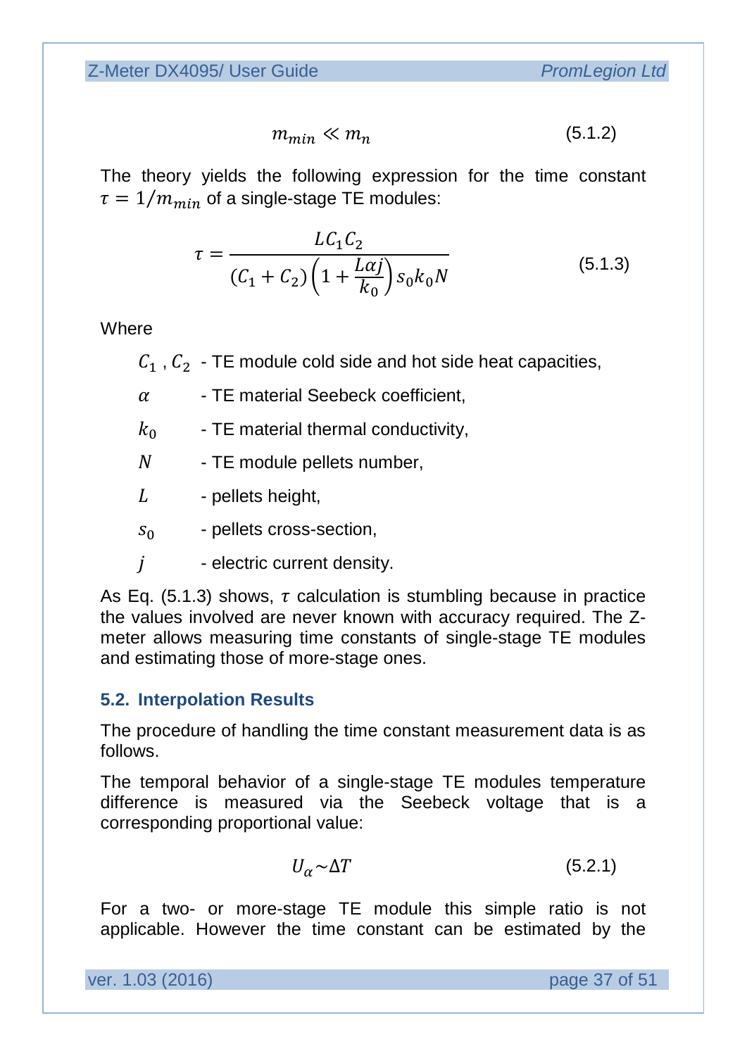$$m_{min} \ll m_n \tag{5.1.2}$$

The theory yields the following expression for the time constant $\tau = 1/m_{min}$ of a single-stage TE modules:

$$\tau = \frac{LC_1C_2}{(C_1 + C_2)\left(1 + \frac{L\alpha j}{k_0}\right)s_0k_0N} \tag{5.1.3}$$

Where

- $C_1$ , $C_2$ - TE module cold side and hot side heat capacities,
- $\alpha$ - TE material Seebeck coefficient,
- $k_0$ - TE material thermal conductivity,
- $N$ - TE module pellets number,
- $L$ - pellets height,
- $s_0$ - pellets cross-section,
- $j$ - electric current density.

As Eq. (5.1.3) shows, $\tau$ calculation is stumbling because in practice the values involved are never known with accuracy required. The Z-meter allows measuring time constants of single-stage TE modules and estimating those of more-stage ones.

### 5.2. Interpolation Results

The procedure of handling the time constant measurement data is as follows.

The temporal behavior of a single-stage TE modules temperature difference is measured via the Seebeck voltage that is a corresponding proportional value:

$$U_\alpha \sim \Delta T \tag{5.2.1}$$

For a two- or more-stage TE module this simple ratio is not applicable. However the time constant can be estimated by the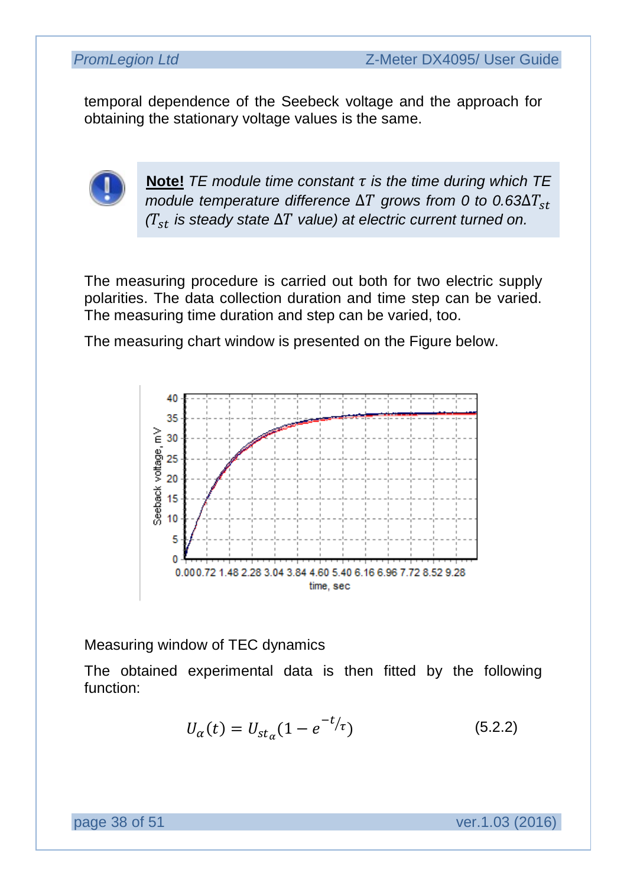temporal dependence of the Seebeck voltage and the approach for obtaining the stationary voltage values is the same.

> **Note!** *TE module time constant $\tau$ is the time during which TE module temperature difference $\Delta T$ grows from 0 to 0.63$\Delta T_{st}$ ($T_{st}$ is steady state $\Delta T$ value) at electric current turned on.*

The measuring procedure is carried out both for two electric supply polarities. The data collection duration and time step can be varied. The measuring time duration and step can be varied, too.

The measuring chart window is presented on the Figure below.

Measuring window of TEC dynamics

The obtained experimental data is then fitted by the following function:

$$U_{\alpha}(t) = U_{st_{\alpha}}(1 - e^{-t/\tau}) \qquad (5.2.2)$$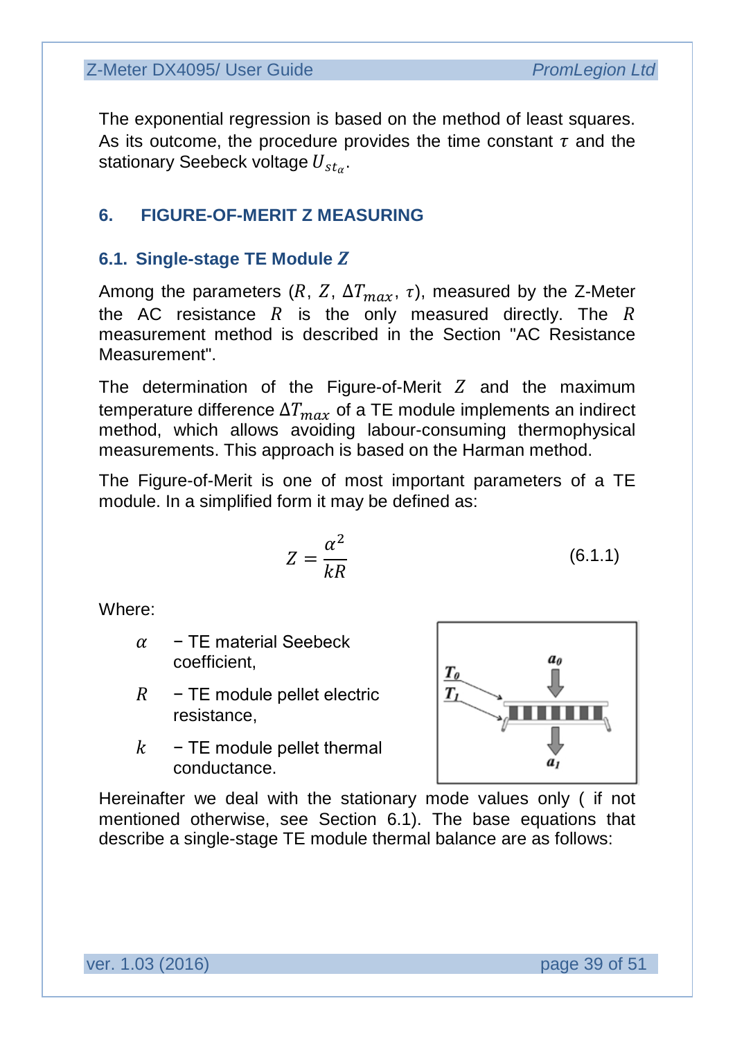The exponential regression is based on the method of least squares. As its outcome, the procedure provides the time constant $\tau$ and the stationary Seebeck voltage $U_{st_\alpha}$.

## 6. FIGURE-OF-MERIT Z MEASURING

### 6.1. Single-stage TE Module $Z$

Among the parameters ($R$, $Z$, $\Delta T_{max}$, $\tau$), measured by the Z-Meter the AC resistance $R$ is the only measured directly. The $R$ measurement method is described in the Section "AC Resistance Measurement".

The determination of the Figure-of-Merit $Z$ and the maximum temperature difference $\Delta T_{max}$ of a TE module implements an indirect method, which allows avoiding labour-consuming thermophysical measurements. This approach is based on the Harman method.

The Figure-of-Merit is one of most important parameters of a TE module. In a simplified form it may be defined as:

$$Z = \frac{\alpha^2}{kR} \qquad (6.1.1)$$

Where:

- $\alpha$ − TE material Seebeck coefficient,
- $R$ − TE module pellet electric resistance,
- $k$ − TE module pellet thermal conductance.

Hereinafter we deal with the stationary mode values only ( if not mentioned otherwise, see Section 6.1). The base equations that describe a single-stage TE module thermal balance are as follows: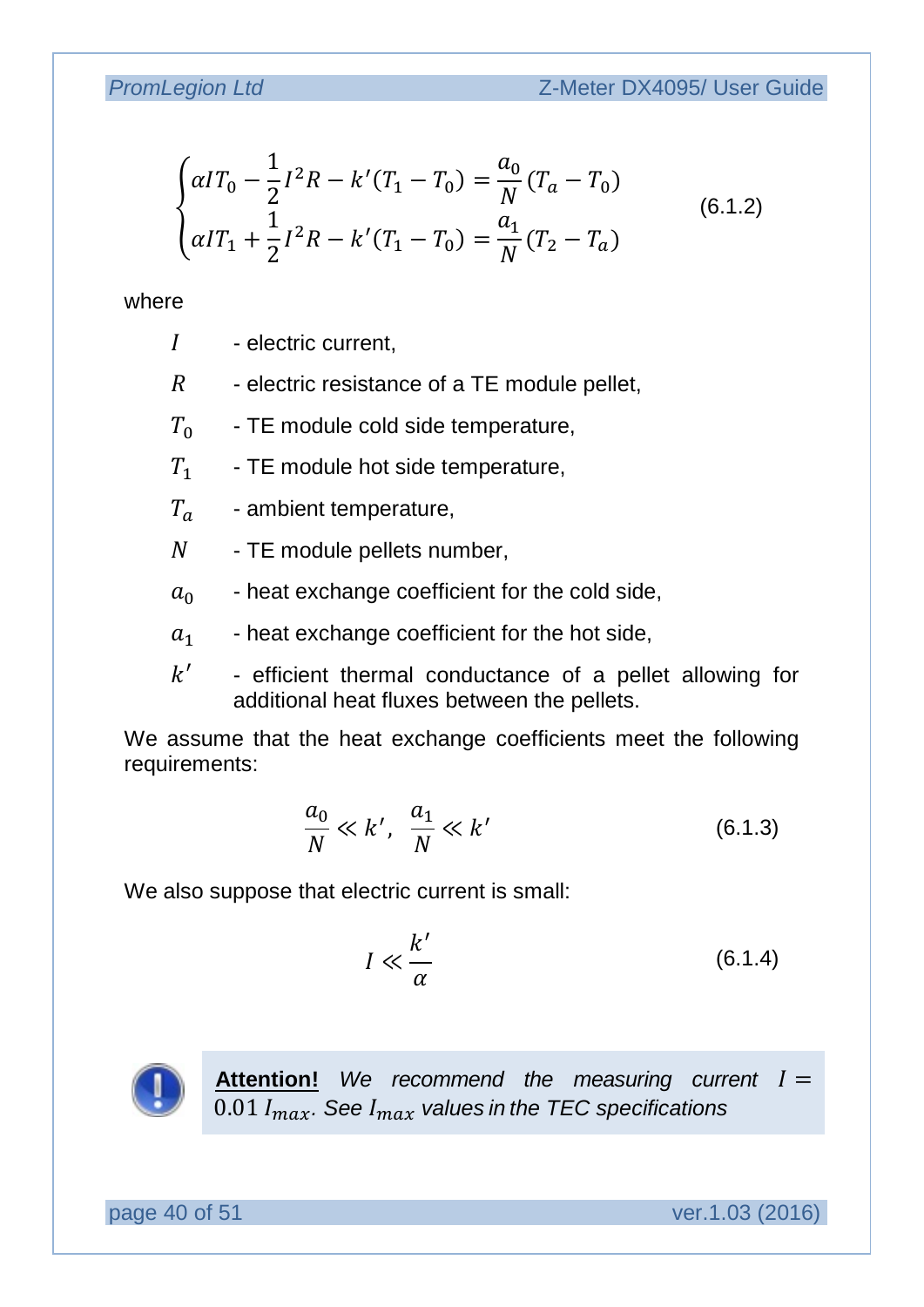$$
\begin{cases}
\alpha I T_0 - \frac{1}{2} I^2 R - k'(T_1 - T_0) = \frac{a_0}{N}(T_a - T_0) \\
\alpha I T_1 + \frac{1}{2} I^2 R - k'(T_1 - T_0) = \frac{a_1}{N}(T_2 - T_a)
\end{cases}
\qquad (6.1.2)
$$

where

- $I$ - electric current,
- $R$ - electric resistance of a TE module pellet,
- $T_0$ - TE module cold side temperature,
- $T_1$ - TE module hot side temperature,
- $T_a$ - ambient temperature,
- $N$ - TE module pellets number,
- $a_0$ - heat exchange coefficient for the cold side,
- $a_1$ - heat exchange coefficient for the hot side,
- $k'$ - efficient thermal conductance of a pellet allowing for additional heat fluxes between the pellets.

We assume that the heat exchange coefficients meet the following requirements:

$$
\frac{a_0}{N} \ll k', \;\; \frac{a_1}{N} \ll k' \qquad (6.1.3)
$$

We also suppose that electric current is small:

$$
I \ll \frac{k'}{\alpha} \qquad (6.1.4)
$$

**Attention!** *We recommend the measuring current* $I = 0.01\, I_{max}$. *See* $I_{max}$ *values in the TEC specifications*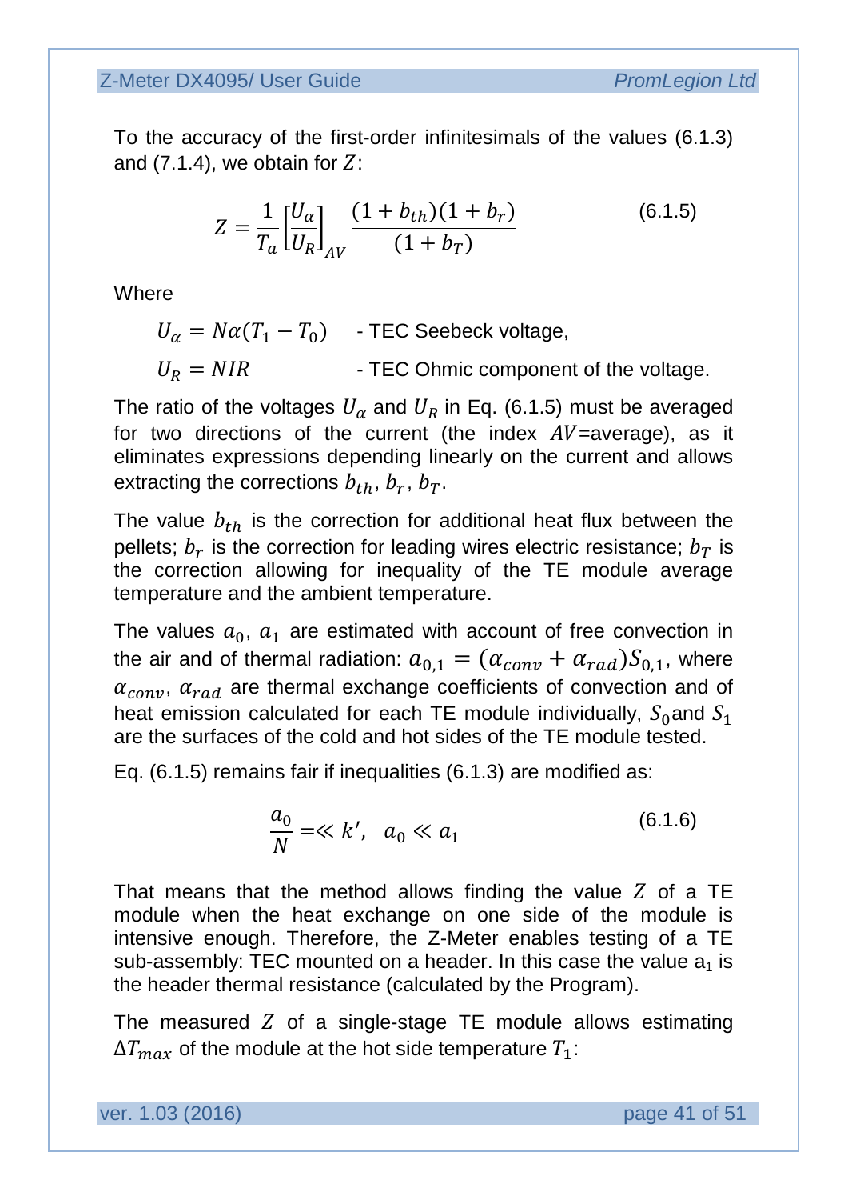To the accuracy of the first-order infinitesimals of the values (6.1.3) and (7.1.4), we obtain for $Z$:

$$Z = \frac{1}{T_a}\left[\frac{U_\alpha}{U_R}\right]_{AV} \frac{(1+b_{th})(1+b_r)}{(1+b_T)} \tag{6.1.5}$$

Where

$U_\alpha = N\alpha(T_1 - T_0)$ - TEC Seebeck voltage,

$U_R = NIR$ - TEC Ohmic component of the voltage.

The ratio of the voltages $U_\alpha$ and $U_R$ in Eq. (6.1.5) must be averaged for two directions of the current (the index $AV$=average), as it eliminates expressions depending linearly on the current and allows extracting the corrections $b_{th}$, $b_r$, $b_T$.

The value $b_{th}$ is the correction for additional heat flux between the pellets; $b_r$ is the correction for leading wires electric resistance; $b_T$ is the correction allowing for inequality of the TE module average temperature and the ambient temperature.

The values $a_0$, $a_1$ are estimated with account of free convection in the air and of thermal radiation: $a_{0,1} = (\alpha_{conv} + \alpha_{rad})S_{0,1}$, where $\alpha_{conv}$, $\alpha_{rad}$ are thermal exchange coefficients of convection and of heat emission calculated for each TE module individually, $S_0$and $S_1$ are the surfaces of the cold and hot sides of the TE module tested.

Eq. (6.1.5) remains fair if inequalities (6.1.3) are modified as:

$$\frac{a_0}{N} = \ll k', \quad a_0 \ll a_1 \tag{6.1.6}$$

That means that the method allows finding the value $Z$ of a TE module when the heat exchange on one side of the module is intensive enough. Therefore, the Z-Meter enables testing of a TE sub-assembly: TEC mounted on a header. In this case the value $a_1$ is the header thermal resistance (calculated by the Program).

The measured $Z$ of a single-stage TE module allows estimating $\Delta T_{max}$ of the module at the hot side temperature $T_1$: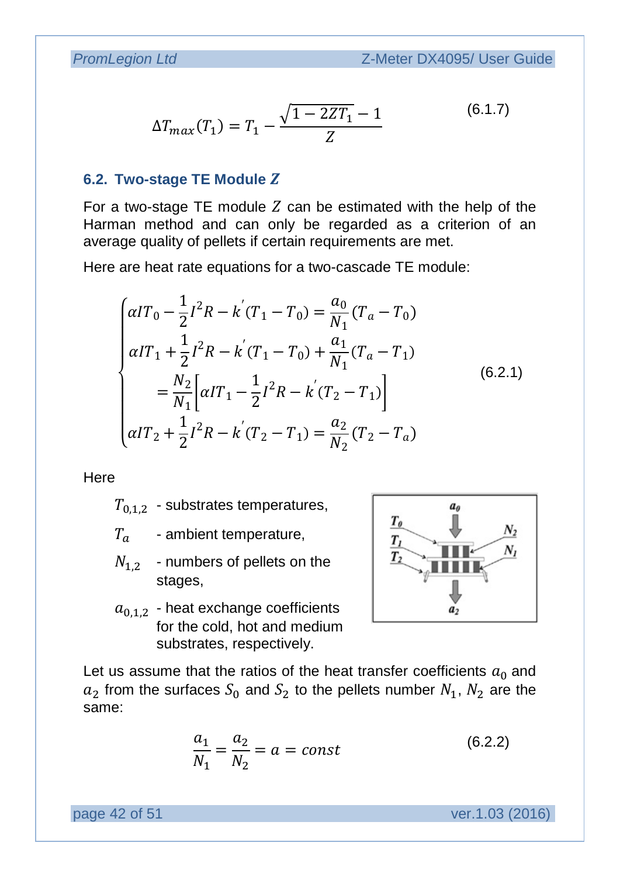$$\Delta T_{max}(T_1) = T_1 - \frac{\sqrt{1 - 2ZT_1} - 1}{Z} \tag{6.1.7}$$

## 6.2. Two-stage TE Module $Z$

For a two-stage TE module $Z$ can be estimated with the help of the Harman method and can only be regarded as a criterion of an average quality of pellets if certain requirements are met.

Here are heat rate equations for a two-cascade TE module:

$$\begin{cases} \alpha I T_0 - \frac{1}{2} I^2 R - k^{'}(T_1 - T_0) = \frac{a_0}{N_1}(T_a - T_0) \\ \alpha I T_1 + \frac{1}{2} I^2 R - k^{'}(T_1 - T_0) + \frac{a_1}{N_1}(T_a - T_1) \\ \quad = \frac{N_2}{N_1}\left[\alpha I T_1 - \frac{1}{2} I^2 R - k^{'}(T_2 - T_1)\right] \\ \alpha I T_2 + \frac{1}{2} I^2 R - k^{'}(T_2 - T_1) = \frac{a_2}{N_2}(T_2 - T_a) \end{cases} \tag{6.2.1}$$

Here

- $T_{0,1,2}$ - substrates temperatures,
- $T_a$ - ambient temperature,
- $N_{1,2}$ - numbers of pellets on the stages,
- $a_{0,1,2}$ - heat exchange coefficients for the cold, hot and medium substrates, respectively.

Let us assume that the ratios of the heat transfer coefficients $a_0$ and $a_2$ from the surfaces $S_0$ and $S_2$ to the pellets number $N_1$, $N_2$ are the same:

$$\frac{a_1}{N_1} = \frac{a_2}{N_2} = a = const \tag{6.2.2}$$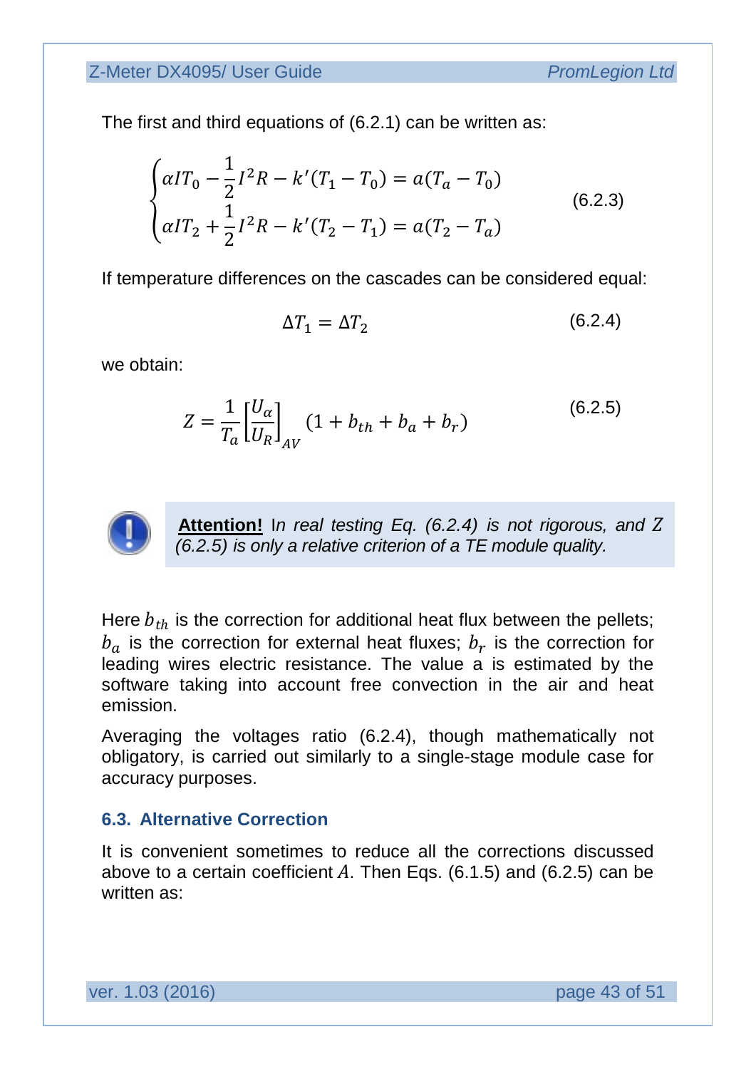The first and third equations of (6.2.1) can be written as:

$$\begin{cases} \alpha I T_0 - \frac{1}{2} I^2 R - k'(T_1 - T_0) = a(T_a - T_0) \\ \alpha I T_2 + \frac{1}{2} I^2 R - k'(T_2 - T_1) = a(T_2 - T_a) \end{cases} \tag{6.2.3}$$

If temperature differences on the cascades can be considered equal:

$$\Delta T_1 = \Delta T_2 \tag{6.2.4}$$

we obtain:

$$Z = \frac{1}{T_a} \left[ \frac{U_\alpha}{U_R} \right]_{AV} (1 + b_{th} + b_a + b_r) \tag{6.2.5}$$

> **Attention!** I*n real testing Eq. (6.2.4) is not rigorous, and $Z$ (6.2.5) is only a relative criterion of a TE module quality.*

Here $b_{th}$ is the correction for additional heat flux between the pellets; $b_a$ is the correction for external heat fluxes; $b_r$ is the correction for leading wires electric resistance. The value a is estimated by the software taking into account free convection in the air and heat emission.

Averaging the voltages ratio (6.2.4), though mathematically not obligatory, is carried out similarly to a single-stage module case for accuracy purposes.

### 6.3. Alternative Correction

It is convenient sometimes to reduce all the corrections discussed above to a certain coefficient $A$. Then Eqs. (6.1.5) and (6.2.5) can be written as: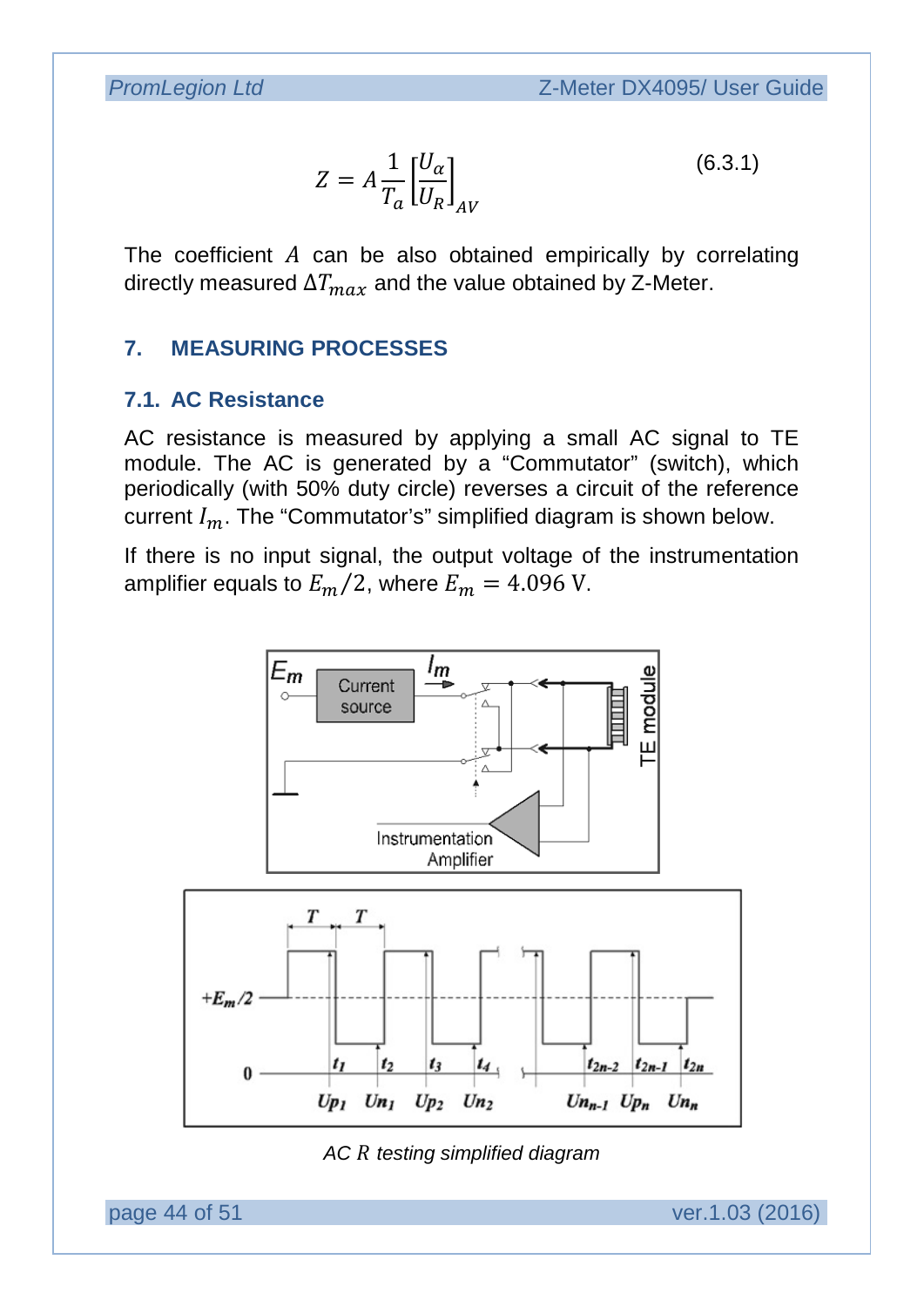$$Z = A\frac{1}{T_a}\left[\frac{U_\alpha}{U_R}\right]_{AV} \tag{6.3.1}$$

The coefficient $A$ can be also obtained empirically by correlating directly measured $\Delta T_{max}$ and the value obtained by Z-Meter.

## 7. MEASURING PROCESSES

### 7.1. AC Resistance

AC resistance is measured by applying a small AC signal to TE module. The AC is generated by a "Commutator" (switch), which periodically (with 50% duty circle) reverses a circuit of the reference current $I_m$. The "Commutator's" simplified diagram is shown below.

If there is no input signal, the output voltage of the instrumentation amplifier equals to $E_m/2$, where $E_m = 4.096$ V.

*AC R testing simplified diagram*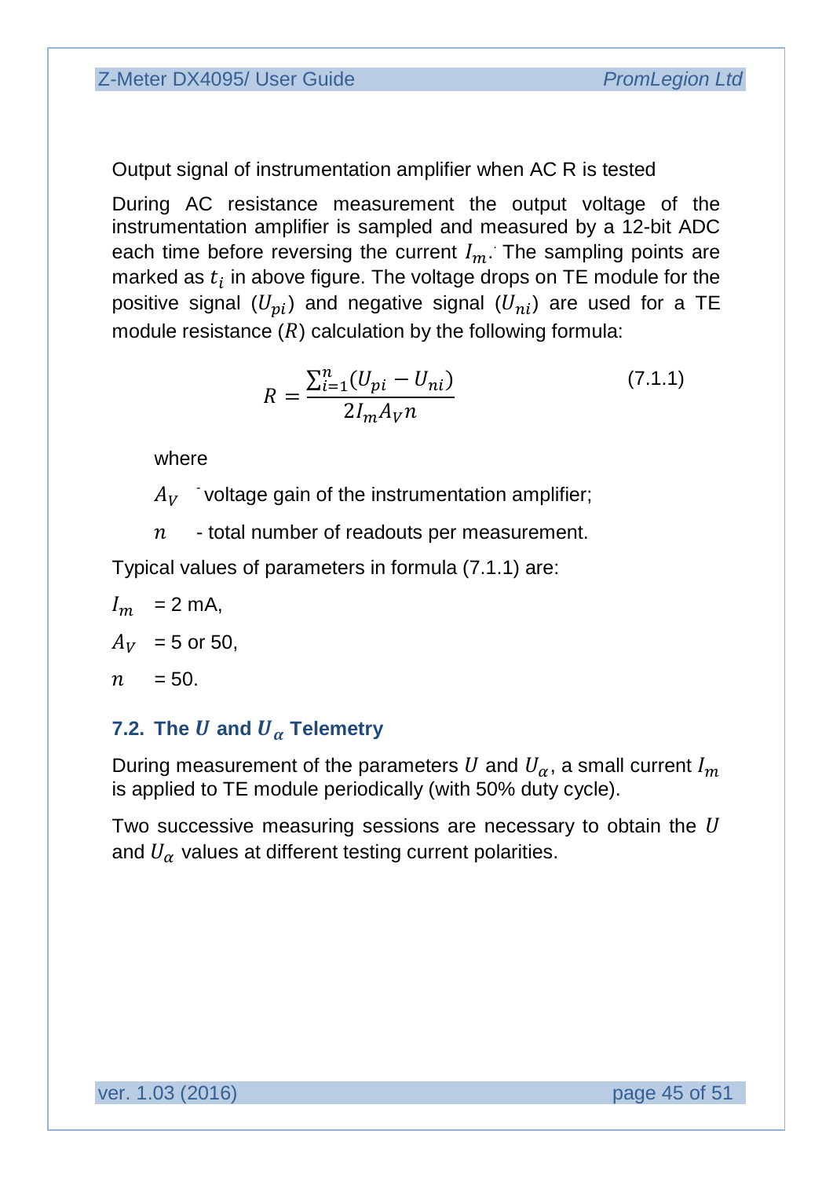Output signal of instrumentation amplifier when AC R is tested

During AC resistance measurement the output voltage of the instrumentation amplifier is sampled and measured by a 12-bit ADC each time before reversing the current $I_m$. The sampling points are marked as $t_i$ in above figure. The voltage drops on TE module for the positive signal ($U_{pi}$) and negative signal ($U_{ni}$) are used for a TE module resistance ($R$) calculation by the following formula:

$$R = \frac{\sum_{i=1}^{n}(U_{pi} - U_{ni})}{2 I_m A_V n} \tag{7.1.1}$$

where

$A_V$ - voltage gain of the instrumentation amplifier;

$n$ - total number of readouts per measurement.

Typical values of parameters in formula (7.1.1) are:

$I_m$ = 2 mA,

$A_V$ = 5 or 50,

$n$ = 50.

## 7.2. The $U$ and $U_\alpha$ Telemetry

During measurement of the parameters $U$ and $U_\alpha$, a small current $I_m$ is applied to TE module periodically (with 50% duty cycle).

Two successive measuring sessions are necessary to obtain the $U$ and $U_\alpha$ values at different testing current polarities.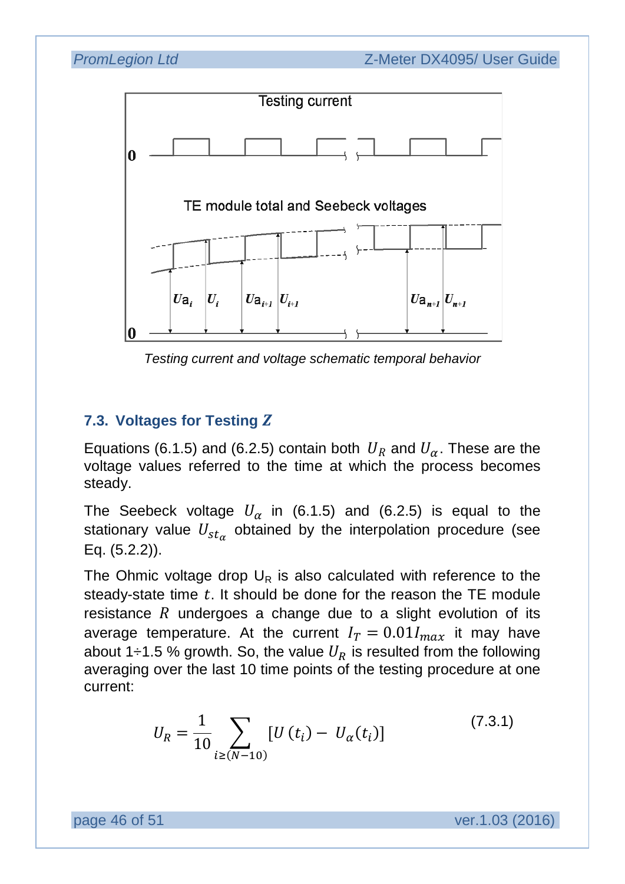*Testing current and voltage schematic temporal behavior*

### 7.3. Voltages for Testing $Z$

Equations (6.1.5) and (6.2.5) contain both $U_R$ and $U_\alpha$. These are the voltage values referred to the time at which the process becomes steady.

The Seebeck voltage $U_\alpha$ in (6.1.5) and (6.2.5) is equal to the stationary value $U_{st_\alpha}$ obtained by the interpolation procedure (see Eq. (5.2.2)).

The Ohmic voltage drop $U_R$ is also calculated with reference to the steady-state time $t$. It should be done for the reason the TE module resistance $R$ undergoes a change due to a slight evolution of its average temperature. At the current $I_T = 0.01 I_{max}$ it may have about 1÷1.5 % growth. So, the value $U_R$ is resulted from the following averaging over the last 10 time points of the testing procedure at one current:

$$U_R = \frac{1}{10} \sum_{i \geq (N-10)} [U(t_i) - U_\alpha(t_i)] \tag{7.3.1}$$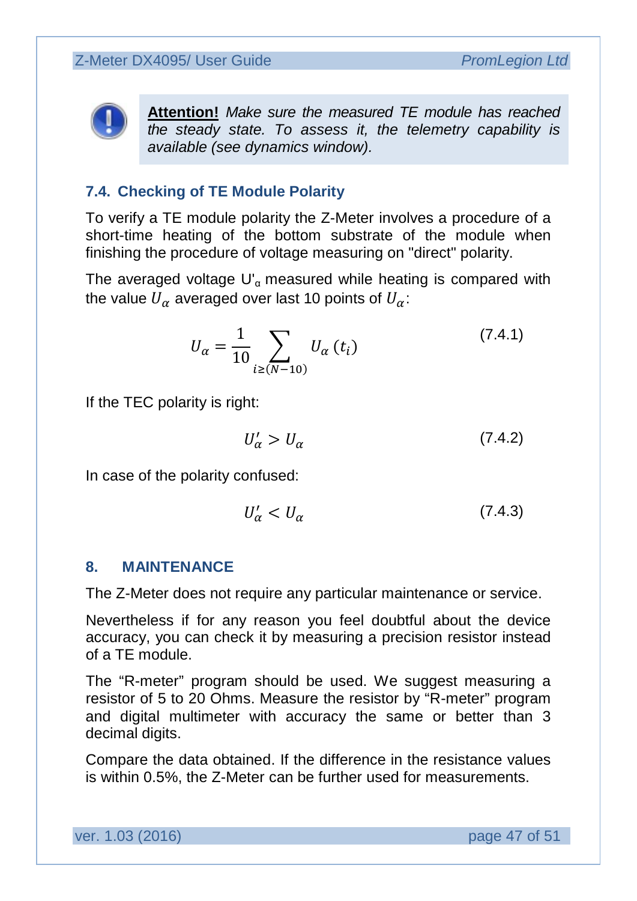> **Attention!** *Make sure the measured TE module has reached the steady state. To assess it, the telemetry capability is available (see dynamics window).*

### 7.4. Checking of TE Module Polarity

To verify a TE module polarity the Z-Meter involves a procedure of a short-time heating of the bottom substrate of the module when finishing the procedure of voltage measuring on "direct" polarity.

The averaged voltage $U'_\alpha$ measured while heating is compared with the value $U_\alpha$ averaged over last 10 points of $U_\alpha$:

$$U_\alpha = \frac{1}{10} \sum_{i \geq (N-10)} U_\alpha(t_i) \tag{7.4.1}$$

If the TEC polarity is right:

$$U'_\alpha > U_\alpha \tag{7.4.2}$$

In case of the polarity confused:

$$U'_\alpha < U_\alpha \tag{7.4.3}$$

## 8. MAINTENANCE

The Z-Meter does not require any particular maintenance or service.

Nevertheless if for any reason you feel doubtful about the device accuracy, you can check it by measuring a precision resistor instead of a TE module.

The "R-meter" program should be used. We suggest measuring a resistor of 5 to 20 Ohms. Measure the resistor by "R-meter" program and digital multimeter with accuracy the same or better than 3 decimal digits.

Compare the data obtained. If the difference in the resistance values is within 0.5%, the Z-Meter can be further used for measurements.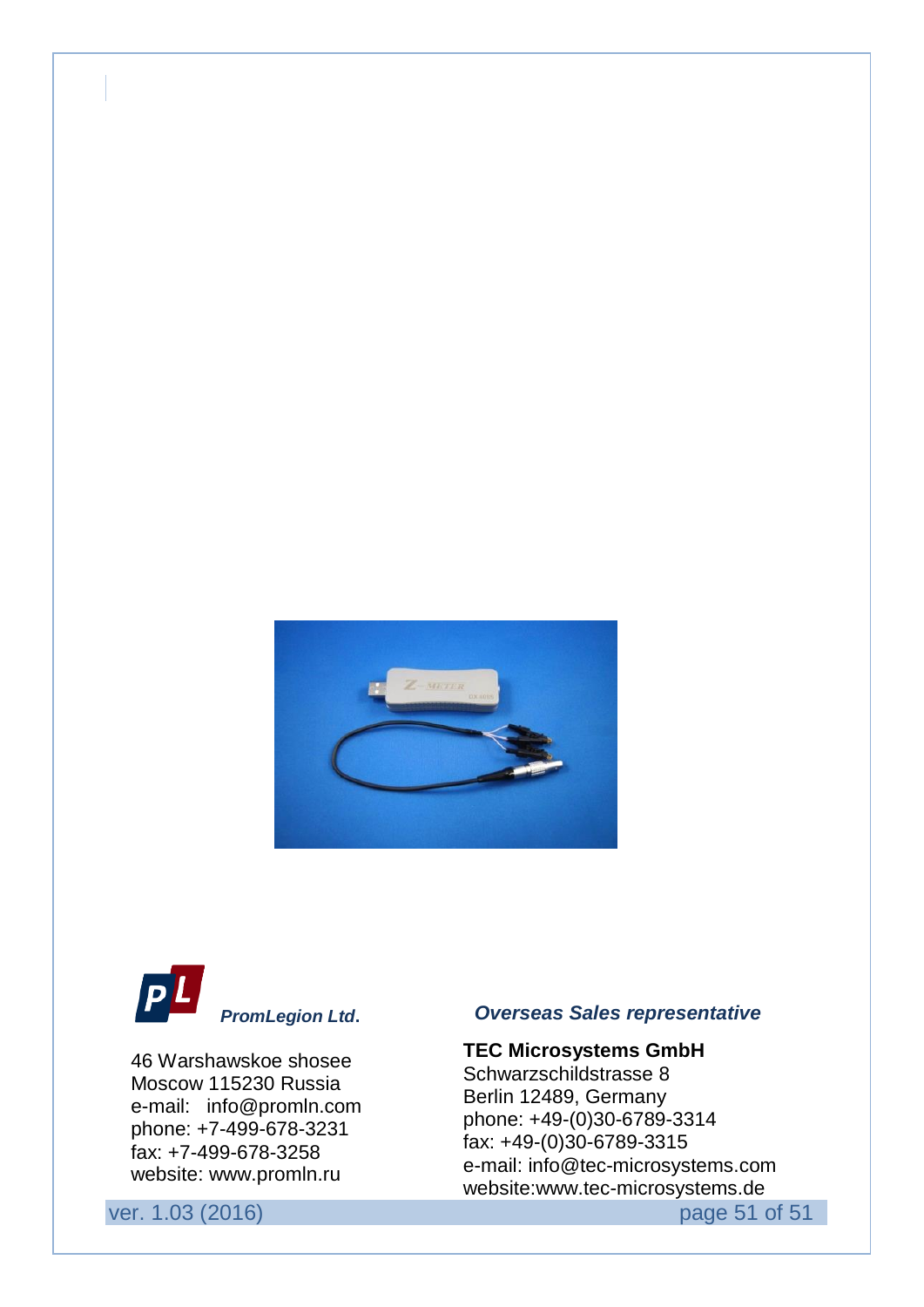***PromLegion Ltd.***

46 Warshawskoe shosee
Moscow 115230 Russia
e-mail: info@promln.com
phone: +7-499-678-3231
fax: +7-499-678-3258
website: www.promln.ru

***Overseas Sales representative***

**TEC Microsystems GmbH**
Schwarzschildstrasse 8
Berlin 12489, Germany
phone: +49-(0)30-6789-3314
fax: +49-(0)30-6789-3315
e-mail: info@tec-microsystems.com
website:www.tec-microsystems.de